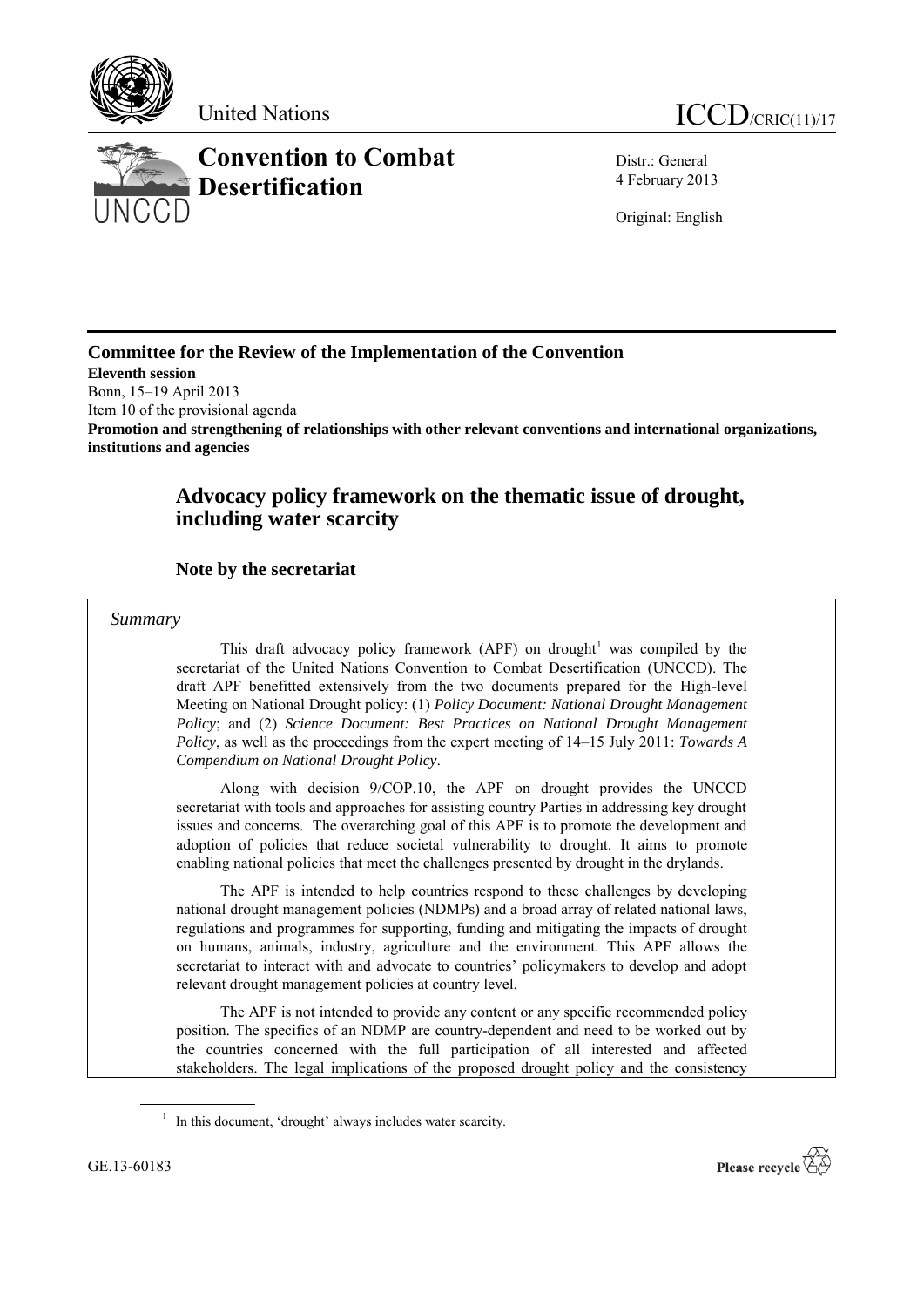United Nations ICCD/CRIC(11)/17

# Convention to Combat Desertification

Distr.: General
4 February 2013

Original: English

**Committee for the Review of the Implementation of the Convention**
**Eleventh session**
Bonn, 15–19 April 2013
Item 10 of the provisional agenda
**Promotion and strengthening of relationships with other relevant conventions and international organizations, institutions and agencies**

## Advocacy policy framework on the thematic issue of drought, including water scarcity

### Note by the secretariat

*Summary*

This draft advocacy policy framework (APF) on drought[1] was compiled by the secretariat of the United Nations Convention to Combat Desertification (UNCCD). The draft APF benefitted extensively from the two documents prepared for the High-level Meeting on National Drought policy: (1) *Policy Document: National Drought Management Policy*; and (2) *Science Document: Best Practices on National Drought Management Policy*, as well as the proceedings from the expert meeting of 14–15 July 2011: *Towards A Compendium on National Drought Policy*.

Along with decision 9/COP.10, the APF on drought provides the UNCCD secretariat with tools and approaches for assisting country Parties in addressing key drought issues and concerns. The overarching goal of this APF is to promote the development and adoption of policies that reduce societal vulnerability to drought. It aims to promote enabling national policies that meet the challenges presented by drought in the drylands.

The APF is intended to help countries respond to these challenges by developing national drought management policies (NDMPs) and a broad array of related national laws, regulations and programmes for supporting, funding and mitigating the impacts of drought on humans, animals, industry, agriculture and the environment. This APF allows the secretariat to interact with and advocate to countries' policymakers to develop and adopt relevant drought management policies at country level.

The APF is not intended to provide any content or any specific recommended policy position. The specifics of an NDMP are country-dependent and need to be worked out by the countries concerned with the full participation of all interested and affected stakeholders. The legal implications of the proposed drought policy and the consistency

[1] In this document, 'drought' always includes water scarcity.

GE.13-60183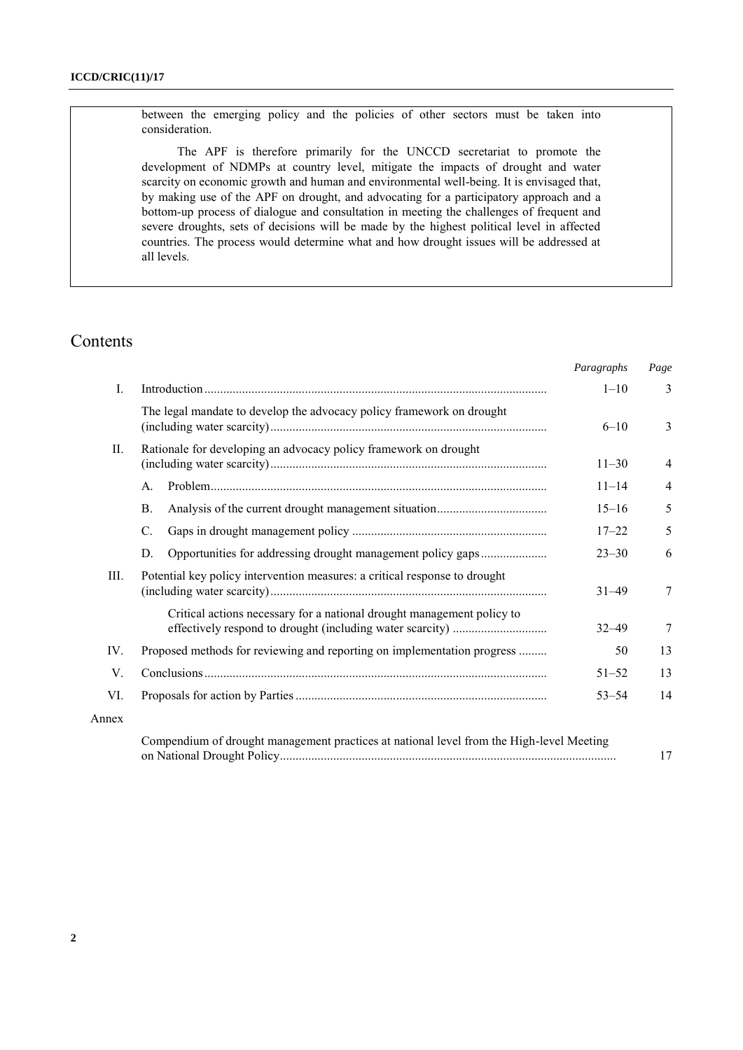between the emerging policy and the policies of other sectors must be taken into consideration.

The APF is therefore primarily for the UNCCD secretariat to promote the development of NDMPs at country level, mitigate the impacts of drought and water scarcity on economic growth and human and environmental well-being. It is envisaged that, by making use of the APF on drought, and advocating for a participatory approach and a bottom-up process of dialogue and consultation in meeting the challenges of frequent and severe droughts, sets of decisions will be made by the highest political level in affected countries. The process would determine what and how drought issues will be addressed at all levels.

# Contents

| | | *Paragraphs* | *Page* |
|---|---|---|---|
| I. | Introduction | 1–10 | 3 |
| | The legal mandate to develop the advocacy policy framework on drought (including water scarcity) | 6–10 | 3 |
| II. | Rationale for developing an advocacy policy framework on drought (including water scarcity) | 11–30 | 4 |
| | A. Problem | 11–14 | 4 |
| | B. Analysis of the current drought management situation | 15–16 | 5 |
| | C. Gaps in drought management policy | 17–22 | 5 |
| | D. Opportunities for addressing drought management policy gaps | 23–30 | 6 |
| III. | Potential key policy intervention measures: a critical response to drought (including water scarcity) | 31–49 | 7 |
| | Critical actions necessary for a national drought management policy to effectively respond to drought (including water scarcity) | 32–49 | 7 |
| IV. | Proposed methods for reviewing and reporting on implementation progress | 50 | 13 |
| V. | Conclusions | 51–52 | 13 |
| VI. | Proposals for action by Parties | 53–54 | 14 |
| Annex | | | |
| | Compendium of drought management practices at national level from the High-level Meeting on National Drought Policy | | 17 |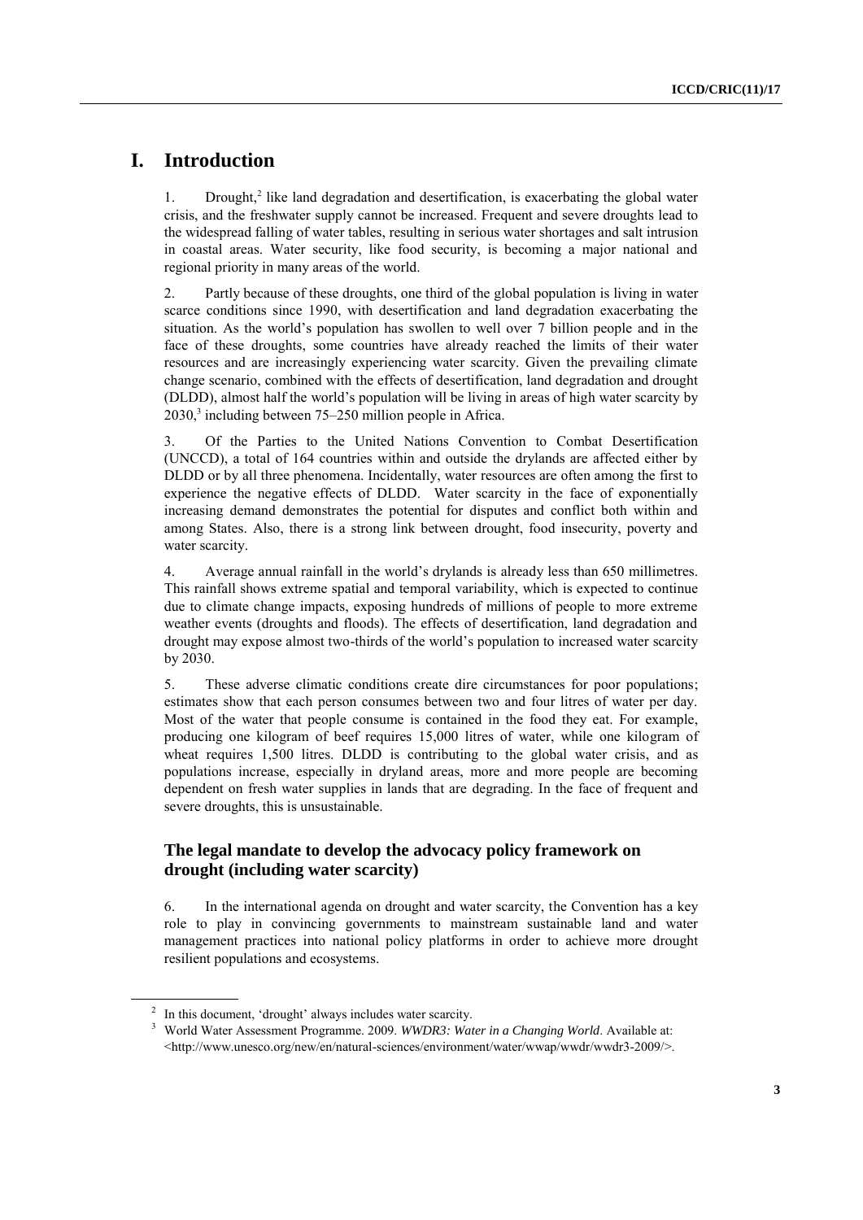# I. Introduction

1. Drought,[2] like land degradation and desertification, is exacerbating the global water crisis, and the freshwater supply cannot be increased. Frequent and severe droughts lead to the widespread falling of water tables, resulting in serious water shortages and salt intrusion in coastal areas. Water security, like food security, is becoming a major national and regional priority in many areas of the world.

2. Partly because of these droughts, one third of the global population is living in water scarce conditions since 1990, with desertification and land degradation exacerbating the situation. As the world's population has swollen to well over 7 billion people and in the face of these droughts, some countries have already reached the limits of their water resources and are increasingly experiencing water scarcity. Given the prevailing climate change scenario, combined with the effects of desertification, land degradation and drought (DLDD), almost half the world's population will be living in areas of high water scarcity by 2030,[3] including between 75–250 million people in Africa.

3. Of the Parties to the United Nations Convention to Combat Desertification (UNCCD), a total of 164 countries within and outside the drylands are affected either by DLDD or by all three phenomena. Incidentally, water resources are often among the first to experience the negative effects of DLDD. Water scarcity in the face of exponentially increasing demand demonstrates the potential for disputes and conflict both within and among States. Also, there is a strong link between drought, food insecurity, poverty and water scarcity.

4. Average annual rainfall in the world's drylands is already less than 650 millimetres. This rainfall shows extreme spatial and temporal variability, which is expected to continue due to climate change impacts, exposing hundreds of millions of people to more extreme weather events (droughts and floods). The effects of desertification, land degradation and drought may expose almost two-thirds of the world's population to increased water scarcity by 2030.

5. These adverse climatic conditions create dire circumstances for poor populations; estimates show that each person consumes between two and four litres of water per day. Most of the water that people consume is contained in the food they eat. For example, producing one kilogram of beef requires 15,000 litres of water, while one kilogram of wheat requires 1,500 litres. DLDD is contributing to the global water crisis, and as populations increase, especially in dryland areas, more and more people are becoming dependent on fresh water supplies in lands that are degrading. In the face of frequent and severe droughts, this is unsustainable.

## The legal mandate to develop the advocacy policy framework on drought (including water scarcity)

6. In the international agenda on drought and water scarcity, the Convention has a key role to play in convincing governments to mainstream sustainable land and water management practices into national policy platforms in order to achieve more drought resilient populations and ecosystems.

---

[2] In this document, 'drought' always includes water scarcity.

[3] World Water Assessment Programme. 2009. *WWDR3: Water in a Changing World*. Available at: <http://www.unesco.org/new/en/natural-sciences/environment/water/wwap/wwdr/wwdr3-2009/>.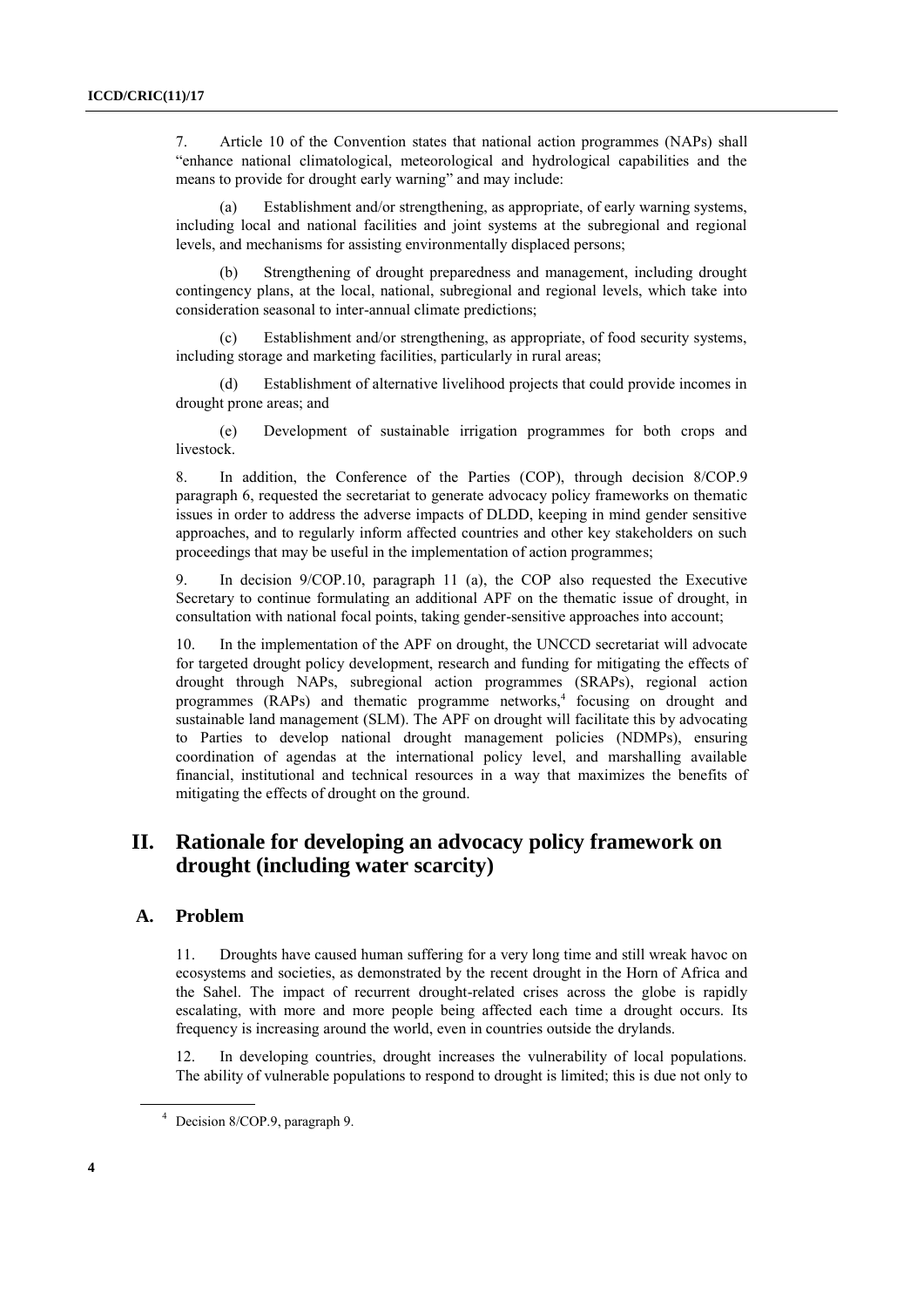7. Article 10 of the Convention states that national action programmes (NAPs) shall "enhance national climatological, meteorological and hydrological capabilities and the means to provide for drought early warning" and may include:

(a) Establishment and/or strengthening, as appropriate, of early warning systems, including local and national facilities and joint systems at the subregional and regional levels, and mechanisms for assisting environmentally displaced persons;

(b) Strengthening of drought preparedness and management, including drought contingency plans, at the local, national, subregional and regional levels, which take into consideration seasonal to inter-annual climate predictions;

(c) Establishment and/or strengthening, as appropriate, of food security systems, including storage and marketing facilities, particularly in rural areas;

(d) Establishment of alternative livelihood projects that could provide incomes in drought prone areas; and

(e) Development of sustainable irrigation programmes for both crops and livestock.

8. In addition, the Conference of the Parties (COP), through decision 8/COP.9 paragraph 6, requested the secretariat to generate advocacy policy frameworks on thematic issues in order to address the adverse impacts of DLDD, keeping in mind gender sensitive approaches, and to regularly inform affected countries and other key stakeholders on such proceedings that may be useful in the implementation of action programmes;

9. In decision 9/COP.10, paragraph 11 (a), the COP also requested the Executive Secretary to continue formulating an additional APF on the thematic issue of drought, in consultation with national focal points, taking gender-sensitive approaches into account;

10. In the implementation of the APF on drought, the UNCCD secretariat will advocate for targeted drought policy development, research and funding for mitigating the effects of drought through NAPs, subregional action programmes (SRAPs), regional action programmes (RAPs) and thematic programme networks,[4] focusing on drought and sustainable land management (SLM). The APF on drought will facilitate this by advocating to Parties to develop national drought management policies (NDMPs), ensuring coordination of agendas at the international policy level, and marshalling available financial, institutional and technical resources in a way that maximizes the benefits of mitigating the effects of drought on the ground.

# II. Rationale for developing an advocacy policy framework on drought (including water scarcity)

## A. Problem

11. Droughts have caused human suffering for a very long time and still wreak havoc on ecosystems and societies, as demonstrated by the recent drought in the Horn of Africa and the Sahel. The impact of recurrent drought-related crises across the globe is rapidly escalating, with more and more people being affected each time a drought occurs. Its frequency is increasing around the world, even in countries outside the drylands.

12. In developing countries, drought increases the vulnerability of local populations. The ability of vulnerable populations to respond to drought is limited; this is due not only to

[4] Decision 8/COP.9, paragraph 9.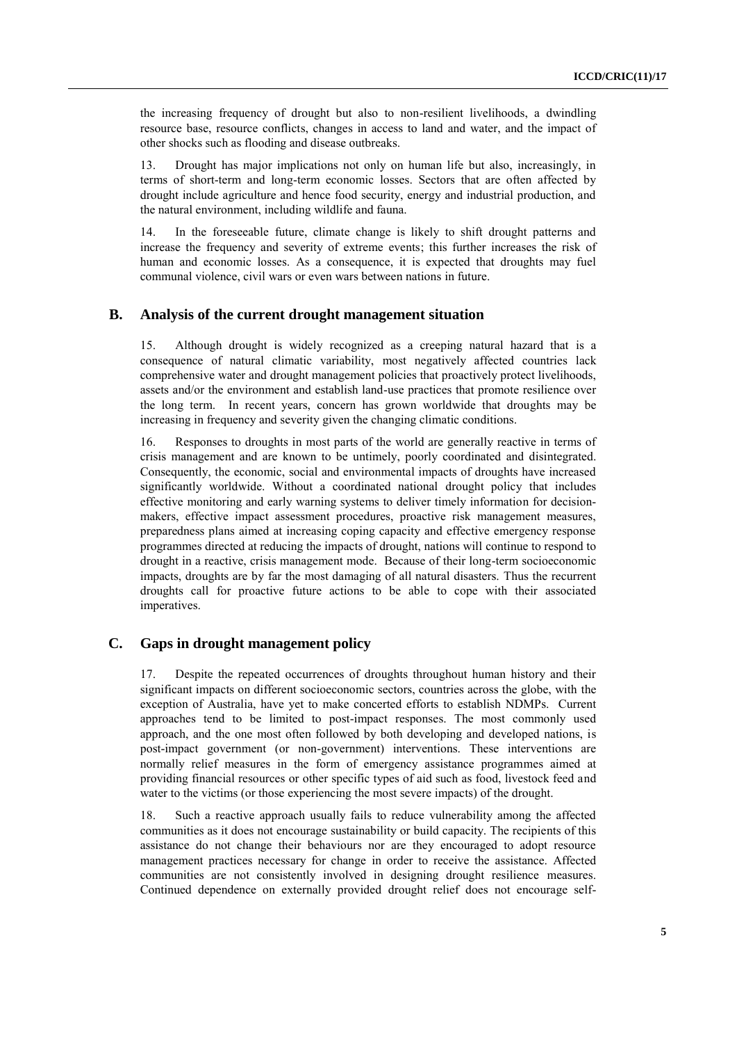the increasing frequency of drought but also to non-resilient livelihoods, a dwindling resource base, resource conflicts, changes in access to land and water, and the impact of other shocks such as flooding and disease outbreaks.

13. Drought has major implications not only on human life but also, increasingly, in terms of short-term and long-term economic losses. Sectors that are often affected by drought include agriculture and hence food security, energy and industrial production, and the natural environment, including wildlife and fauna.

14. In the foreseeable future, climate change is likely to shift drought patterns and increase the frequency and severity of extreme events; this further increases the risk of human and economic losses. As a consequence, it is expected that droughts may fuel communal violence, civil wars or even wars between nations in future.

## B. Analysis of the current drought management situation

15. Although drought is widely recognized as a creeping natural hazard that is a consequence of natural climatic variability, most negatively affected countries lack comprehensive water and drought management policies that proactively protect livelihoods, assets and/or the environment and establish land-use practices that promote resilience over the long term. In recent years, concern has grown worldwide that droughts may be increasing in frequency and severity given the changing climatic conditions.

16. Responses to droughts in most parts of the world are generally reactive in terms of crisis management and are known to be untimely, poorly coordinated and disintegrated. Consequently, the economic, social and environmental impacts of droughts have increased significantly worldwide. Without a coordinated national drought policy that includes effective monitoring and early warning systems to deliver timely information for decision-makers, effective impact assessment procedures, proactive risk management measures, preparedness plans aimed at increasing coping capacity and effective emergency response programmes directed at reducing the impacts of drought, nations will continue to respond to drought in a reactive, crisis management mode. Because of their long-term socioeconomic impacts, droughts are by far the most damaging of all natural disasters. Thus the recurrent droughts call for proactive future actions to be able to cope with their associated imperatives.

## C. Gaps in drought management policy

17. Despite the repeated occurrences of droughts throughout human history and their significant impacts on different socioeconomic sectors, countries across the globe, with the exception of Australia, have yet to make concerted efforts to establish NDMPs. Current approaches tend to be limited to post-impact responses. The most commonly used approach, and the one most often followed by both developing and developed nations, is post-impact government (or non-government) interventions. These interventions are normally relief measures in the form of emergency assistance programmes aimed at providing financial resources or other specific types of aid such as food, livestock feed and water to the victims (or those experiencing the most severe impacts) of the drought.

18. Such a reactive approach usually fails to reduce vulnerability among the affected communities as it does not encourage sustainability or build capacity. The recipients of this assistance do not change their behaviours nor are they encouraged to adopt resource management practices necessary for change in order to receive the assistance. Affected communities are not consistently involved in designing drought resilience measures. Continued dependence on externally provided drought relief does not encourage self-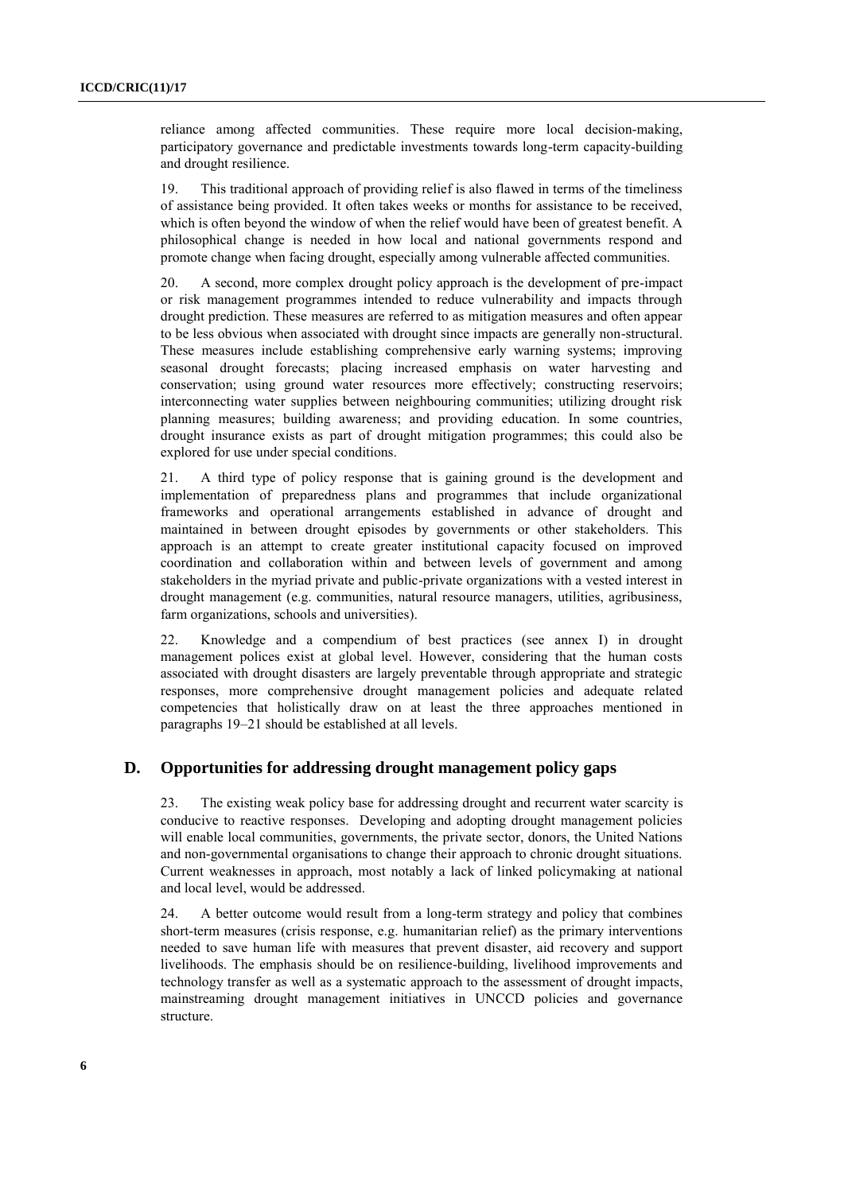reliance among affected communities. These require more local decision-making, participatory governance and predictable investments towards long-term capacity-building and drought resilience.

19. This traditional approach of providing relief is also flawed in terms of the timeliness of assistance being provided. It often takes weeks or months for assistance to be received, which is often beyond the window of when the relief would have been of greatest benefit. A philosophical change is needed in how local and national governments respond and promote change when facing drought, especially among vulnerable affected communities.

20. A second, more complex drought policy approach is the development of pre-impact or risk management programmes intended to reduce vulnerability and impacts through drought prediction. These measures are referred to as mitigation measures and often appear to be less obvious when associated with drought since impacts are generally non-structural. These measures include establishing comprehensive early warning systems; improving seasonal drought forecasts; placing increased emphasis on water harvesting and conservation; using ground water resources more effectively; constructing reservoirs; interconnecting water supplies between neighbouring communities; utilizing drought risk planning measures; building awareness; and providing education. In some countries, drought insurance exists as part of drought mitigation programmes; this could also be explored for use under special conditions.

21. A third type of policy response that is gaining ground is the development and implementation of preparedness plans and programmes that include organizational frameworks and operational arrangements established in advance of drought and maintained in between drought episodes by governments or other stakeholders. This approach is an attempt to create greater institutional capacity focused on improved coordination and collaboration within and between levels of government and among stakeholders in the myriad private and public-private organizations with a vested interest in drought management (e.g. communities, natural resource managers, utilities, agribusiness, farm organizations, schools and universities).

22. Knowledge and a compendium of best practices (see annex I) in drought management polices exist at global level. However, considering that the human costs associated with drought disasters are largely preventable through appropriate and strategic responses, more comprehensive drought management policies and adequate related competencies that holistically draw on at least the three approaches mentioned in paragraphs 19–21 should be established at all levels.

## D. Opportunities for addressing drought management policy gaps

23. The existing weak policy base for addressing drought and recurrent water scarcity is conducive to reactive responses. Developing and adopting drought management policies will enable local communities, governments, the private sector, donors, the United Nations and non-governmental organisations to change their approach to chronic drought situations. Current weaknesses in approach, most notably a lack of linked policymaking at national and local level, would be addressed.

24. A better outcome would result from a long-term strategy and policy that combines short-term measures (crisis response, e.g. humanitarian relief) as the primary interventions needed to save human life with measures that prevent disaster, aid recovery and support livelihoods. The emphasis should be on resilience-building, livelihood improvements and technology transfer as well as a systematic approach to the assessment of drought impacts, mainstreaming drought management initiatives in UNCCD policies and governance structure.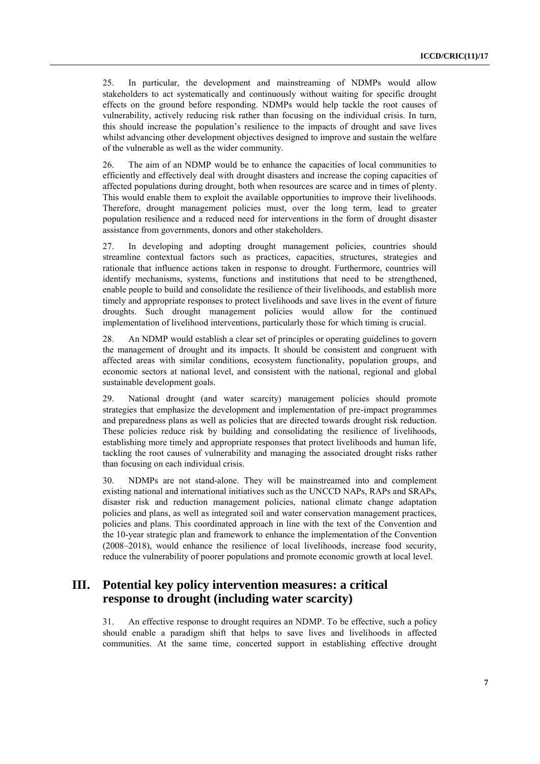25. In particular, the development and mainstreaming of NDMPs would allow stakeholders to act systematically and continuously without waiting for specific drought effects on the ground before responding. NDMPs would help tackle the root causes of vulnerability, actively reducing risk rather than focusing on the individual crisis. In turn, this should increase the population's resilience to the impacts of drought and save lives whilst advancing other development objectives designed to improve and sustain the welfare of the vulnerable as well as the wider community.

26. The aim of an NDMP would be to enhance the capacities of local communities to efficiently and effectively deal with drought disasters and increase the coping capacities of affected populations during drought, both when resources are scarce and in times of plenty. This would enable them to exploit the available opportunities to improve their livelihoods. Therefore, drought management policies must, over the long term, lead to greater population resilience and a reduced need for interventions in the form of drought disaster assistance from governments, donors and other stakeholders.

27. In developing and adopting drought management policies, countries should streamline contextual factors such as practices, capacities, structures, strategies and rationale that influence actions taken in response to drought. Furthermore, countries will identify mechanisms, systems, functions and institutions that need to be strengthened, enable people to build and consolidate the resilience of their livelihoods, and establish more timely and appropriate responses to protect livelihoods and save lives in the event of future droughts. Such drought management policies would allow for the continued implementation of livelihood interventions, particularly those for which timing is crucial.

28. An NDMP would establish a clear set of principles or operating guidelines to govern the management of drought and its impacts. It should be consistent and congruent with affected areas with similar conditions, ecosystem functionality, population groups, and economic sectors at national level, and consistent with the national, regional and global sustainable development goals.

29. National drought (and water scarcity) management policies should promote strategies that emphasize the development and implementation of pre-impact programmes and preparedness plans as well as policies that are directed towards drought risk reduction. These policies reduce risk by building and consolidating the resilience of livelihoods, establishing more timely and appropriate responses that protect livelihoods and human life, tackling the root causes of vulnerability and managing the associated drought risks rather than focusing on each individual crisis.

30. NDMPs are not stand-alone. They will be mainstreamed into and complement existing national and international initiatives such as the UNCCD NAPs, RAPs and SRAPs, disaster risk and reduction management policies, national climate change adaptation policies and plans, as well as integrated soil and water conservation management practices, policies and plans. This coordinated approach in line with the text of the Convention and the 10-year strategic plan and framework to enhance the implementation of the Convention (2008–2018), would enhance the resilience of local livelihoods, increase food security, reduce the vulnerability of poorer populations and promote economic growth at local level.

## III. Potential key policy intervention measures: a critical response to drought (including water scarcity)

31. An effective response to drought requires an NDMP. To be effective, such a policy should enable a paradigm shift that helps to save lives and livelihoods in affected communities. At the same time, concerted support in establishing effective drought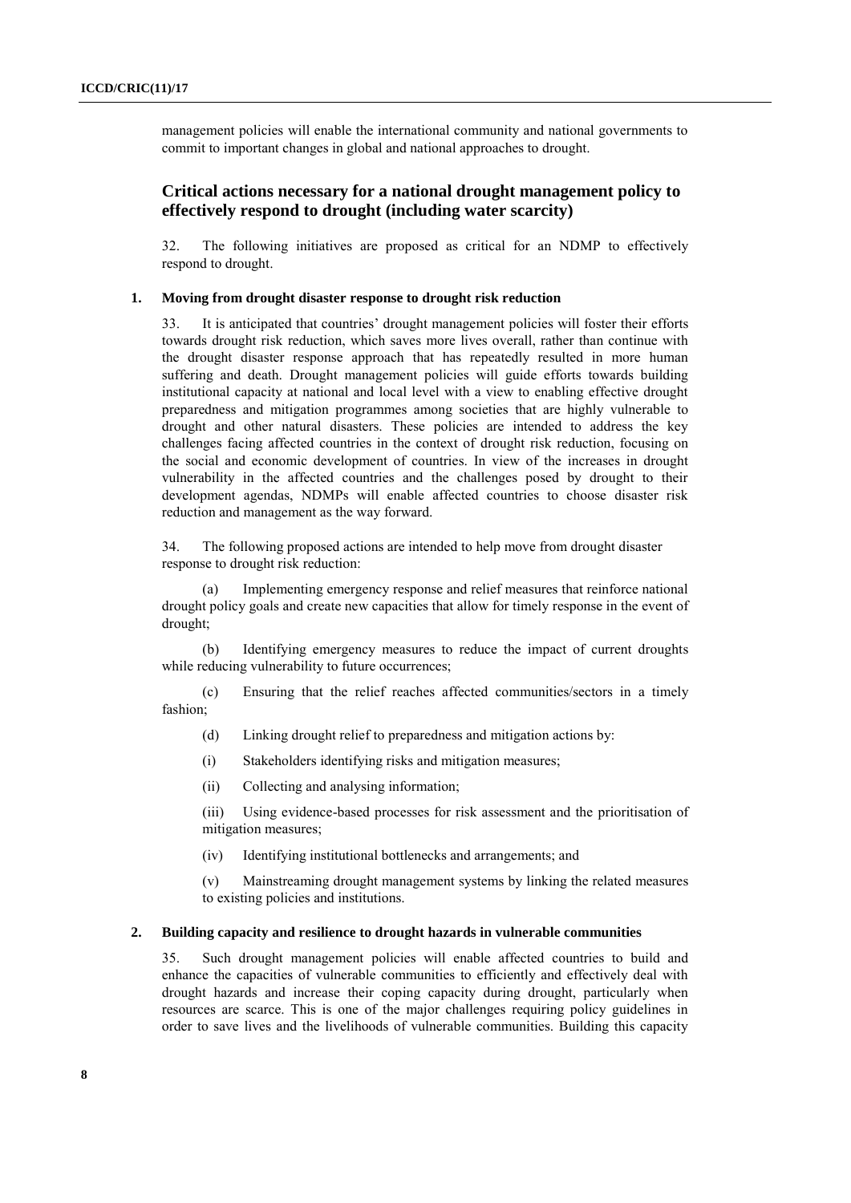management policies will enable the international community and national governments to commit to important changes in global and national approaches to drought.

## Critical actions necessary for a national drought management policy to effectively respond to drought (including water scarcity)

32. The following initiatives are proposed as critical for an NDMP to effectively respond to drought.

### 1. Moving from drought disaster response to drought risk reduction

33. It is anticipated that countries' drought management policies will foster their efforts towards drought risk reduction, which saves more lives overall, rather than continue with the drought disaster response approach that has repeatedly resulted in more human suffering and death. Drought management policies will guide efforts towards building institutional capacity at national and local level with a view to enabling effective drought preparedness and mitigation programmes among societies that are highly vulnerable to drought and other natural disasters. These policies are intended to address the key challenges facing affected countries in the context of drought risk reduction, focusing on the social and economic development of countries. In view of the increases in drought vulnerability in the affected countries and the challenges posed by drought to their development agendas, NDMPs will enable affected countries to choose disaster risk reduction and management as the way forward.

34. The following proposed actions are intended to help move from drought disaster response to drought risk reduction:

(a) Implementing emergency response and relief measures that reinforce national drought policy goals and create new capacities that allow for timely response in the event of drought;

(b) Identifying emergency measures to reduce the impact of current droughts while reducing vulnerability to future occurrences;

(c) Ensuring that the relief reaches affected communities/sectors in a timely fashion;

(d) Linking drought relief to preparedness and mitigation actions by:

(i) Stakeholders identifying risks and mitigation measures;

(ii) Collecting and analysing information;

(iii) Using evidence-based processes for risk assessment and the prioritisation of mitigation measures;

(iv) Identifying institutional bottlenecks and arrangements; and

(v) Mainstreaming drought management systems by linking the related measures to existing policies and institutions.

### 2. Building capacity and resilience to drought hazards in vulnerable communities

35. Such drought management policies will enable affected countries to build and enhance the capacities of vulnerable communities to efficiently and effectively deal with drought hazards and increase their coping capacity during drought, particularly when resources are scarce. This is one of the major challenges requiring policy guidelines in order to save lives and the livelihoods of vulnerable communities. Building this capacity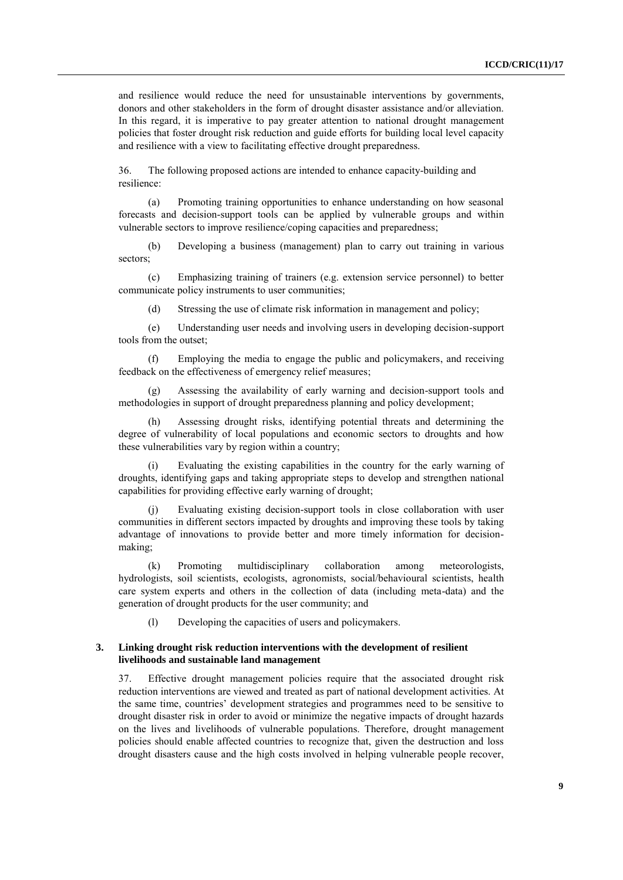and resilience would reduce the need for unsustainable interventions by governments, donors and other stakeholders in the form of drought disaster assistance and/or alleviation. In this regard, it is imperative to pay greater attention to national drought management policies that foster drought risk reduction and guide efforts for building local level capacity and resilience with a view to facilitating effective drought preparedness.

36. The following proposed actions are intended to enhance capacity-building and resilience:

(a) Promoting training opportunities to enhance understanding on how seasonal forecasts and decision-support tools can be applied by vulnerable groups and within vulnerable sectors to improve resilience/coping capacities and preparedness;

(b) Developing a business (management) plan to carry out training in various sectors;

(c) Emphasizing training of trainers (e.g. extension service personnel) to better communicate policy instruments to user communities;

(d) Stressing the use of climate risk information in management and policy;

(e) Understanding user needs and involving users in developing decision-support tools from the outset;

(f) Employing the media to engage the public and policymakers, and receiving feedback on the effectiveness of emergency relief measures;

(g) Assessing the availability of early warning and decision-support tools and methodologies in support of drought preparedness planning and policy development;

(h) Assessing drought risks, identifying potential threats and determining the degree of vulnerability of local populations and economic sectors to droughts and how these vulnerabilities vary by region within a country;

(i) Evaluating the existing capabilities in the country for the early warning of droughts, identifying gaps and taking appropriate steps to develop and strengthen national capabilities for providing effective early warning of drought;

(j) Evaluating existing decision-support tools in close collaboration with user communities in different sectors impacted by droughts and improving these tools by taking advantage of innovations to provide better and more timely information for decision-making;

(k) Promoting multidisciplinary collaboration among meteorologists, hydrologists, soil scientists, ecologists, agronomists, social/behavioural scientists, health care system experts and others in the collection of data (including meta-data) and the generation of drought products for the user community; and

(l) Developing the capacities of users and policymakers.

### 3. Linking drought risk reduction interventions with the development of resilient livelihoods and sustainable land management

37. Effective drought management policies require that the associated drought risk reduction interventions are viewed and treated as part of national development activities. At the same time, countries' development strategies and programmes need to be sensitive to drought disaster risk in order to avoid or minimize the negative impacts of drought hazards on the lives and livelihoods of vulnerable populations. Therefore, drought management policies should enable affected countries to recognize that, given the destruction and loss drought disasters cause and the high costs involved in helping vulnerable people recover,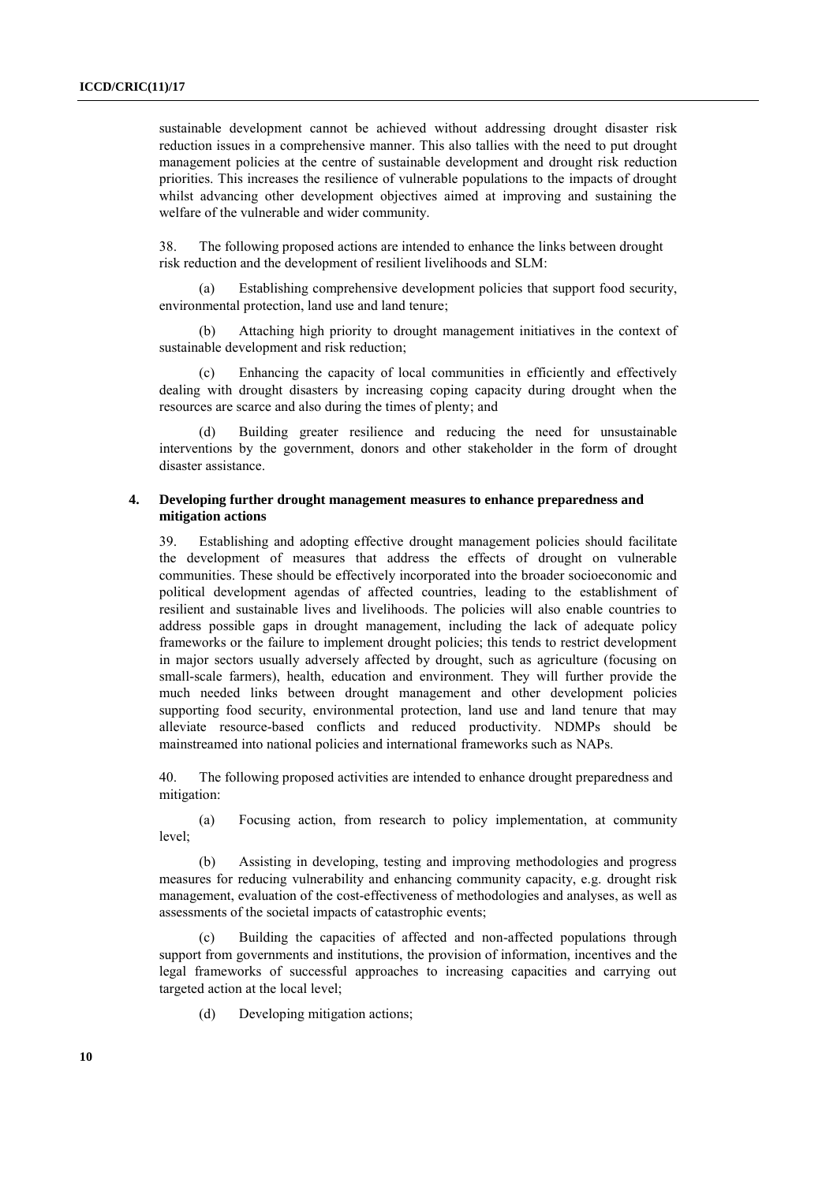sustainable development cannot be achieved without addressing drought disaster risk reduction issues in a comprehensive manner. This also tallies with the need to put drought management policies at the centre of sustainable development and drought risk reduction priorities. This increases the resilience of vulnerable populations to the impacts of drought whilst advancing other development objectives aimed at improving and sustaining the welfare of the vulnerable and wider community.

38. The following proposed actions are intended to enhance the links between drought risk reduction and the development of resilient livelihoods and SLM:

(a) Establishing comprehensive development policies that support food security, environmental protection, land use and land tenure;

(b) Attaching high priority to drought management initiatives in the context of sustainable development and risk reduction;

(c) Enhancing the capacity of local communities in efficiently and effectively dealing with drought disasters by increasing coping capacity during drought when the resources are scarce and also during the times of plenty; and

(d) Building greater resilience and reducing the need for unsustainable interventions by the government, donors and other stakeholder in the form of drought disaster assistance.

### 4. Developing further drought management measures to enhance preparedness and mitigation actions

39. Establishing and adopting effective drought management policies should facilitate the development of measures that address the effects of drought on vulnerable communities. These should be effectively incorporated into the broader socioeconomic and political development agendas of affected countries, leading to the establishment of resilient and sustainable lives and livelihoods. The policies will also enable countries to address possible gaps in drought management, including the lack of adequate policy frameworks or the failure to implement drought policies; this tends to restrict development in major sectors usually adversely affected by drought, such as agriculture (focusing on small-scale farmers), health, education and environment. They will further provide the much needed links between drought management and other development policies supporting food security, environmental protection, land use and land tenure that may alleviate resource-based conflicts and reduced productivity. NDMPs should be mainstreamed into national policies and international frameworks such as NAPs.

40. The following proposed activities are intended to enhance drought preparedness and mitigation:

(a) Focusing action, from research to policy implementation, at community level;

(b) Assisting in developing, testing and improving methodologies and progress measures for reducing vulnerability and enhancing community capacity, e.g. drought risk management, evaluation of the cost-effectiveness of methodologies and analyses, as well as assessments of the societal impacts of catastrophic events;

(c) Building the capacities of affected and non-affected populations through support from governments and institutions, the provision of information, incentives and the legal frameworks of successful approaches to increasing capacities and carrying out targeted action at the local level;

(d) Developing mitigation actions;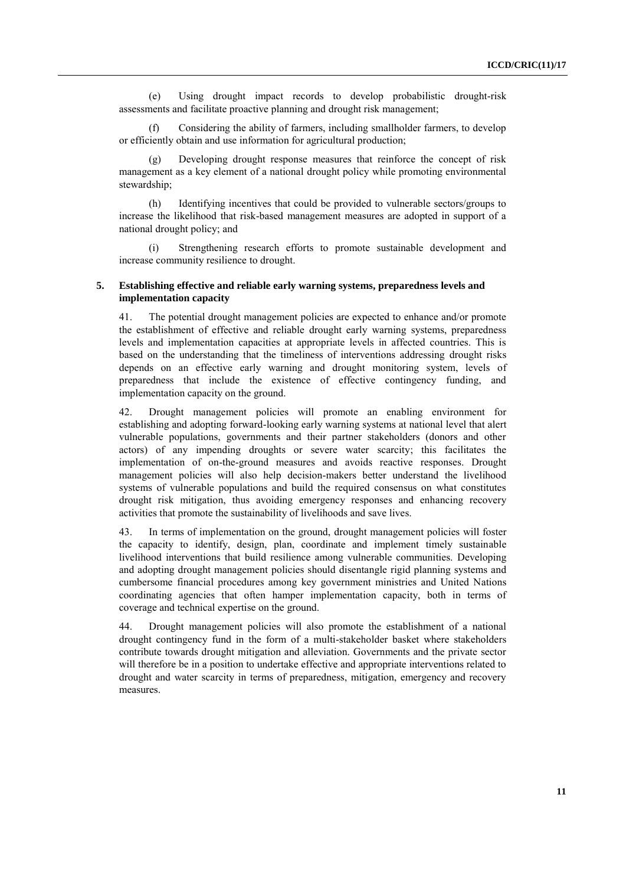(e) Using drought impact records to develop probabilistic drought-risk assessments and facilitate proactive planning and drought risk management;

(f) Considering the ability of farmers, including smallholder farmers, to develop or efficiently obtain and use information for agricultural production;

(g) Developing drought response measures that reinforce the concept of risk management as a key element of a national drought policy while promoting environmental stewardship;

(h) Identifying incentives that could be provided to vulnerable sectors/groups to increase the likelihood that risk-based management measures are adopted in support of a national drought policy; and

(i) Strengthening research efforts to promote sustainable development and increase community resilience to drought.

### 5. Establishing effective and reliable early warning systems, preparedness levels and implementation capacity

41. The potential drought management policies are expected to enhance and/or promote the establishment of effective and reliable drought early warning systems, preparedness levels and implementation capacities at appropriate levels in affected countries. This is based on the understanding that the timeliness of interventions addressing drought risks depends on an effective early warning and drought monitoring system, levels of preparedness that include the existence of effective contingency funding, and implementation capacity on the ground.

42. Drought management policies will promote an enabling environment for establishing and adopting forward-looking early warning systems at national level that alert vulnerable populations, governments and their partner stakeholders (donors and other actors) of any impending droughts or severe water scarcity; this facilitates the implementation of on-the-ground measures and avoids reactive responses. Drought management policies will also help decision-makers better understand the livelihood systems of vulnerable populations and build the required consensus on what constitutes drought risk mitigation, thus avoiding emergency responses and enhancing recovery activities that promote the sustainability of livelihoods and save lives.

43. In terms of implementation on the ground, drought management policies will foster the capacity to identify, design, plan, coordinate and implement timely sustainable livelihood interventions that build resilience among vulnerable communities. Developing and adopting drought management policies should disentangle rigid planning systems and cumbersome financial procedures among key government ministries and United Nations coordinating agencies that often hamper implementation capacity, both in terms of coverage and technical expertise on the ground.

44. Drought management policies will also promote the establishment of a national drought contingency fund in the form of a multi-stakeholder basket where stakeholders contribute towards drought mitigation and alleviation. Governments and the private sector will therefore be in a position to undertake effective and appropriate interventions related to drought and water scarcity in terms of preparedness, mitigation, emergency and recovery measures.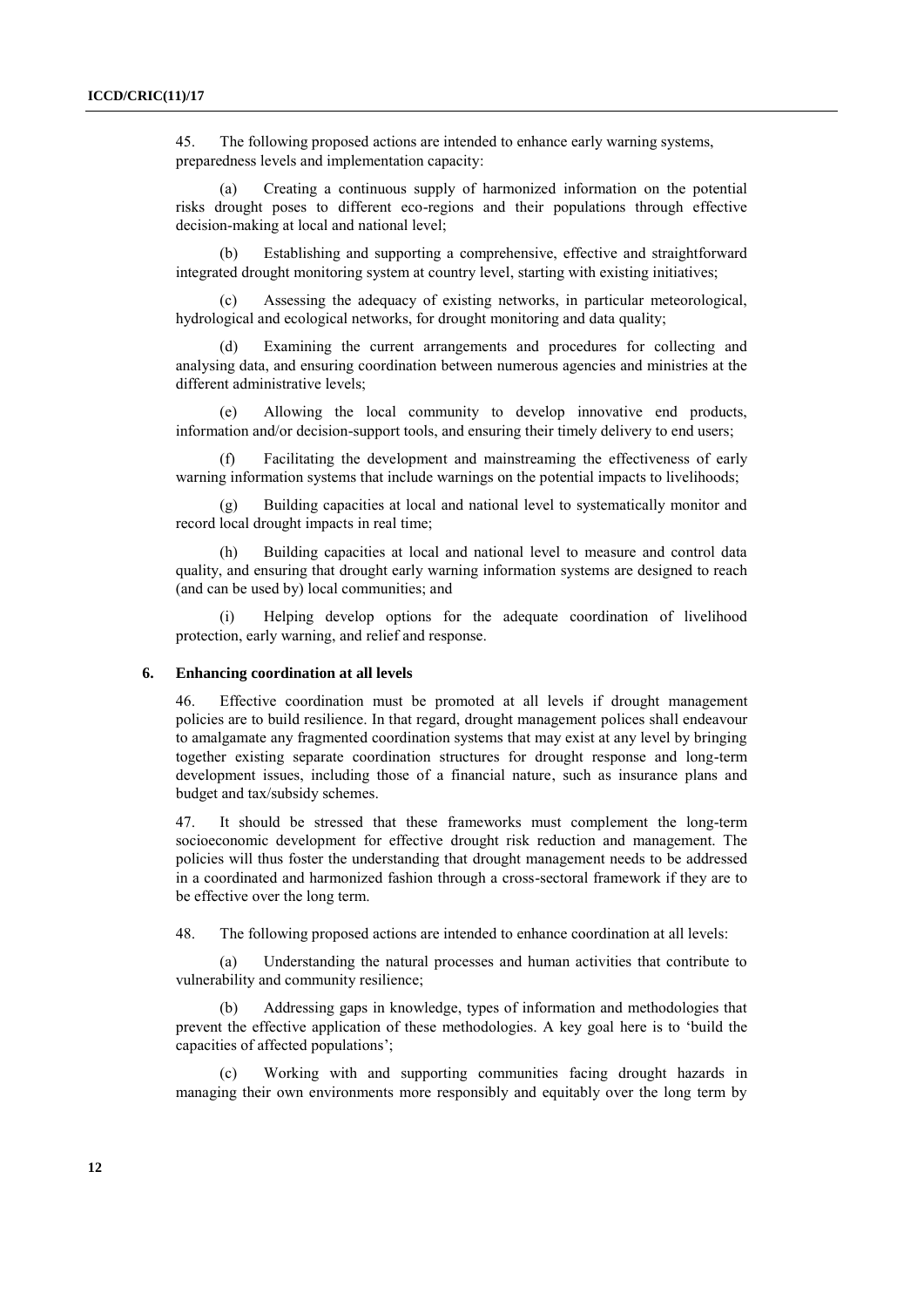45. The following proposed actions are intended to enhance early warning systems, preparedness levels and implementation capacity:

(a) Creating a continuous supply of harmonized information on the potential risks drought poses to different eco-regions and their populations through effective decision-making at local and national level;

(b) Establishing and supporting a comprehensive, effective and straightforward integrated drought monitoring system at country level, starting with existing initiatives;

(c) Assessing the adequacy of existing networks, in particular meteorological, hydrological and ecological networks, for drought monitoring and data quality;

(d) Examining the current arrangements and procedures for collecting and analysing data, and ensuring coordination between numerous agencies and ministries at the different administrative levels;

(e) Allowing the local community to develop innovative end products, information and/or decision-support tools, and ensuring their timely delivery to end users;

(f) Facilitating the development and mainstreaming the effectiveness of early warning information systems that include warnings on the potential impacts to livelihoods;

(g) Building capacities at local and national level to systematically monitor and record local drought impacts in real time;

(h) Building capacities at local and national level to measure and control data quality, and ensuring that drought early warning information systems are designed to reach (and can be used by) local communities; and

(i) Helping develop options for the adequate coordination of livelihood protection, early warning, and relief and response.

### 6. Enhancing coordination at all levels

46. Effective coordination must be promoted at all levels if drought management policies are to build resilience. In that regard, drought management polices shall endeavour to amalgamate any fragmented coordination systems that may exist at any level by bringing together existing separate coordination structures for drought response and long-term development issues, including those of a financial nature, such as insurance plans and budget and tax/subsidy schemes.

47. It should be stressed that these frameworks must complement the long-term socioeconomic development for effective drought risk reduction and management. The policies will thus foster the understanding that drought management needs to be addressed in a coordinated and harmonized fashion through a cross-sectoral framework if they are to be effective over the long term.

48. The following proposed actions are intended to enhance coordination at all levels:

(a) Understanding the natural processes and human activities that contribute to vulnerability and community resilience;

(b) Addressing gaps in knowledge, types of information and methodologies that prevent the effective application of these methodologies. A key goal here is to 'build the capacities of affected populations';

(c) Working with and supporting communities facing drought hazards in managing their own environments more responsibly and equitably over the long term by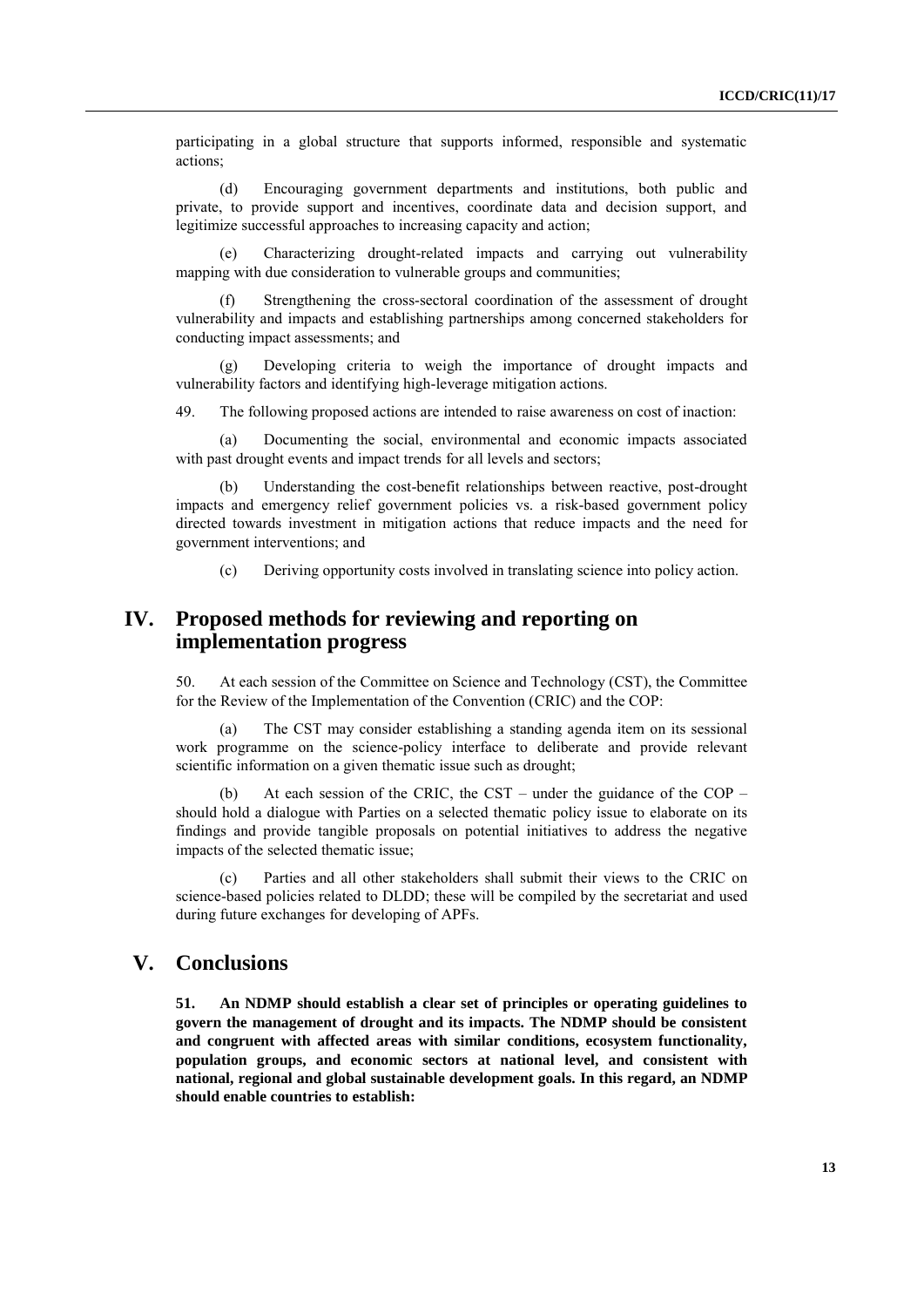participating in a global structure that supports informed, responsible and systematic actions;

(d) Encouraging government departments and institutions, both public and private, to provide support and incentives, coordinate data and decision support, and legitimize successful approaches to increasing capacity and action;

(e) Characterizing drought-related impacts and carrying out vulnerability mapping with due consideration to vulnerable groups and communities;

(f) Strengthening the cross-sectoral coordination of the assessment of drought vulnerability and impacts and establishing partnerships among concerned stakeholders for conducting impact assessments; and

(g) Developing criteria to weigh the importance of drought impacts and vulnerability factors and identifying high-leverage mitigation actions.

49. The following proposed actions are intended to raise awareness on cost of inaction:

(a) Documenting the social, environmental and economic impacts associated with past drought events and impact trends for all levels and sectors;

(b) Understanding the cost-benefit relationships between reactive, post-drought impacts and emergency relief government policies vs. a risk-based government policy directed towards investment in mitigation actions that reduce impacts and the need for government interventions; and

(c) Deriving opportunity costs involved in translating science into policy action.

# IV. Proposed methods for reviewing and reporting on implementation progress

50. At each session of the Committee on Science and Technology (CST), the Committee for the Review of the Implementation of the Convention (CRIC) and the COP:

(a) The CST may consider establishing a standing agenda item on its sessional work programme on the science-policy interface to deliberate and provide relevant scientific information on a given thematic issue such as drought;

(b) At each session of the CRIC, the CST – under the guidance of the COP – should hold a dialogue with Parties on a selected thematic policy issue to elaborate on its findings and provide tangible proposals on potential initiatives to address the negative impacts of the selected thematic issue;

(c) Parties and all other stakeholders shall submit their views to the CRIC on science-based policies related to DLDD; these will be compiled by the secretariat and used during future exchanges for developing of APFs.

# V. Conclusions

**51. An NDMP should establish a clear set of principles or operating guidelines to govern the management of drought and its impacts. The NDMP should be consistent and congruent with affected areas with similar conditions, ecosystem functionality, population groups, and economic sectors at national level, and consistent with national, regional and global sustainable development goals. In this regard, an NDMP should enable countries to establish:**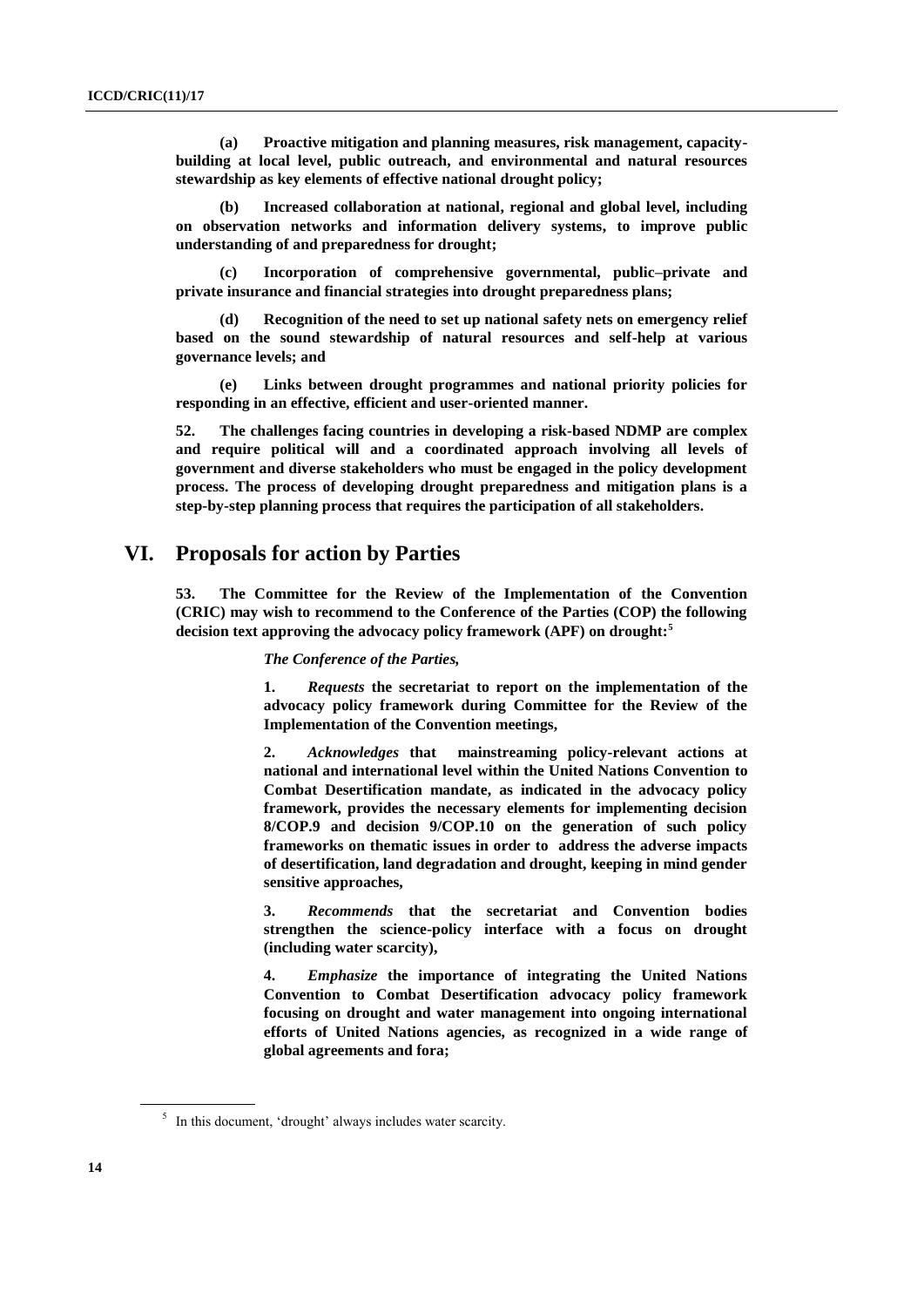**(a) Proactive mitigation and planning measures, risk management, capacity-building at local level, public outreach, and environmental and natural resources stewardship as key elements of effective national drought policy;**

**(b) Increased collaboration at national, regional and global level, including on observation networks and information delivery systems, to improve public understanding of and preparedness for drought;**

**(c) Incorporation of comprehensive governmental, public–private and private insurance and financial strategies into drought preparedness plans;**

**(d) Recognition of the need to set up national safety nets on emergency relief based on the sound stewardship of natural resources and self-help at various governance levels; and**

**(e) Links between drought programmes and national priority policies for responding in an effective, efficient and user-oriented manner.**

**52. The challenges facing countries in developing a risk-based NDMP are complex and require political will and a coordinated approach involving all levels of government and diverse stakeholders who must be engaged in the policy development process. The process of developing drought preparedness and mitigation plans is a step-by-step planning process that requires the participation of all stakeholders.**

## VI. Proposals for action by Parties

**53. The Committee for the Review of the Implementation of the Convention (CRIC) may wish to recommend to the Conference of the Parties (COP) the following decision text approving the advocacy policy framework (APF) on drought:[5]**

***The Conference of the Parties,***

**1. *Requests* the secretariat to report on the implementation of the advocacy policy framework during Committee for the Review of the Implementation of the Convention meetings,**

**2. *Acknowledges* that mainstreaming policy-relevant actions at national and international level within the United Nations Convention to Combat Desertification mandate, as indicated in the advocacy policy framework, provides the necessary elements for implementing decision 8/COP.9 and decision 9/COP.10 on the generation of such policy frameworks on thematic issues in order to address the adverse impacts of desertification, land degradation and drought, keeping in mind gender sensitive approaches,**

**3. *Recommends* that the secretariat and Convention bodies strengthen the science-policy interface with a focus on drought (including water scarcity),**

**4. *Emphasize* the importance of integrating the United Nations Convention to Combat Desertification advocacy policy framework focusing on drought and water management into ongoing international efforts of United Nations agencies, as recognized in a wide range of global agreements and fora;**

---

[5] In this document, 'drought' always includes water scarcity.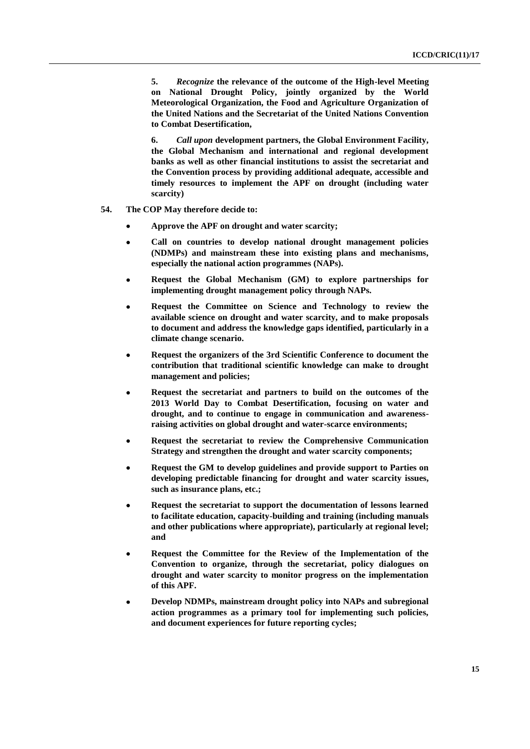**5. *Recognize* the relevance of the outcome of the High-level Meeting on National Drought Policy, jointly organized by the World Meteorological Organization, the Food and Agriculture Organization of the United Nations and the Secretariat of the United Nations Convention to Combat Desertification,**

**6. *Call upon* development partners, the Global Environment Facility, the Global Mechanism and international and regional development banks as well as other financial institutions to assist the secretariat and the Convention process by providing additional adequate, accessible and timely resources to implement the APF on drought (including water scarcity)**

**54. The COP May therefore decide to:**

- **Approve the APF on drought and water scarcity;**
- **Call on countries to develop national drought management policies (NDMPs) and mainstream these into existing plans and mechanisms, especially the national action programmes (NAPs).**
- **Request the Global Mechanism (GM) to explore partnerships for implementing drought management policy through NAPs.**
- **Request the Committee on Science and Technology to review the available science on drought and water scarcity, and to make proposals to document and address the knowledge gaps identified, particularly in a climate change scenario.**
- **Request the organizers of the 3rd Scientific Conference to document the contribution that traditional scientific knowledge can make to drought management and policies;**
- **Request the secretariat and partners to build on the outcomes of the 2013 World Day to Combat Desertification, focusing on water and drought, and to continue to engage in communication and awareness-raising activities on global drought and water-scarce environments;**
- **Request the secretariat to review the Comprehensive Communication Strategy and strengthen the drought and water scarcity components;**
- **Request the GM to develop guidelines and provide support to Parties on developing predictable financing for drought and water scarcity issues, such as insurance plans, etc.;**
- **Request the secretariat to support the documentation of lessons learned to facilitate education, capacity-building and training (including manuals and other publications where appropriate), particularly at regional level; and**
- **Request the Committee for the Review of the Implementation of the Convention to organize, through the secretariat, policy dialogues on drought and water scarcity to monitor progress on the implementation of this APF.**
- **Develop NDMPs, mainstream drought policy into NAPs and subregional action programmes as a primary tool for implementing such policies, and document experiences for future reporting cycles;**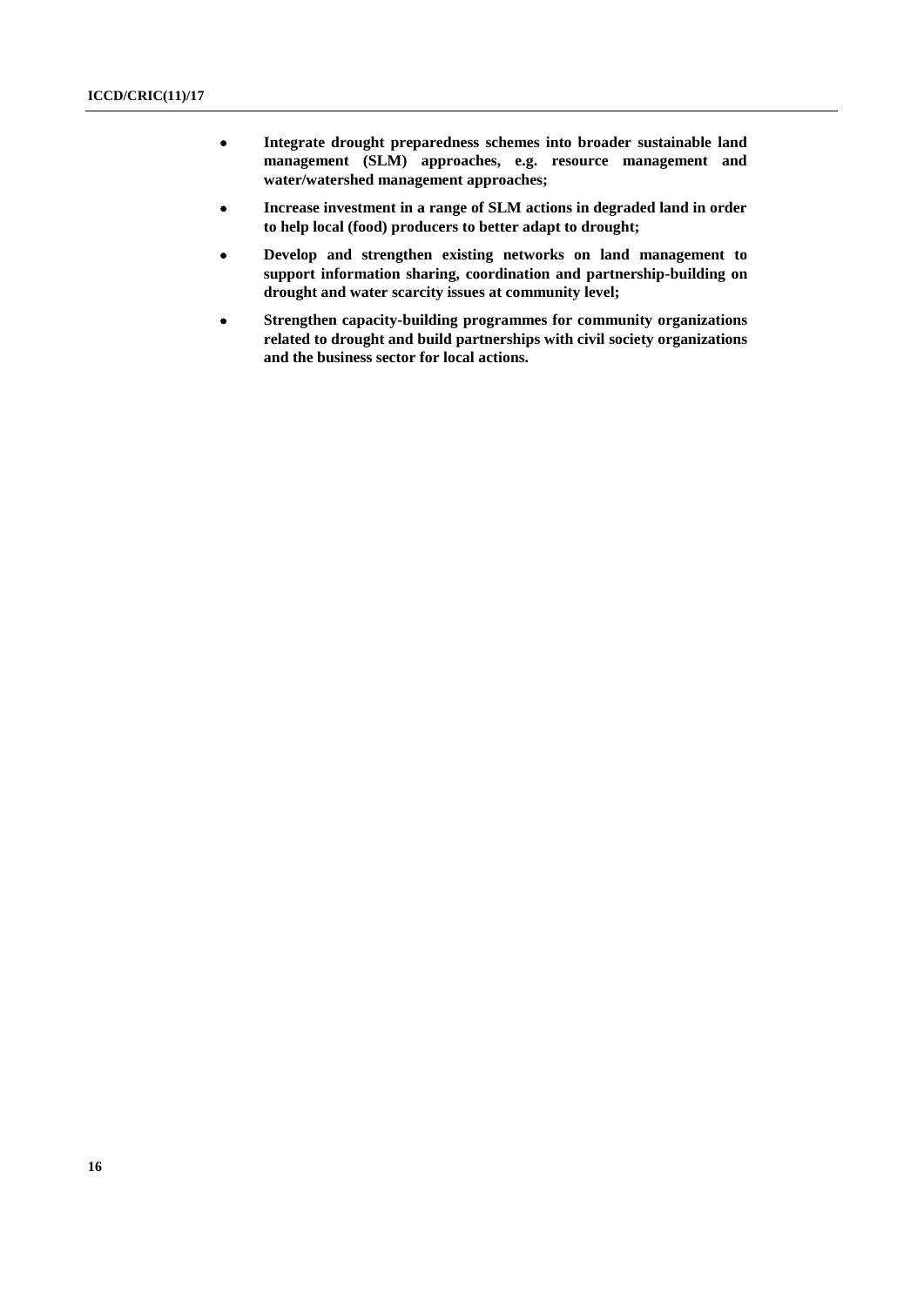- **Integrate drought preparedness schemes into broader sustainable land management (SLM) approaches, e.g. resource management and water/watershed management approaches;**
- **Increase investment in a range of SLM actions in degraded land in order to help local (food) producers to better adapt to drought;**
- **Develop and strengthen existing networks on land management to support information sharing, coordination and partnership-building on drought and water scarcity issues at community level;**
- **Strengthen capacity-building programmes for community organizations related to drought and build partnerships with civil society organizations and the business sector for local actions.**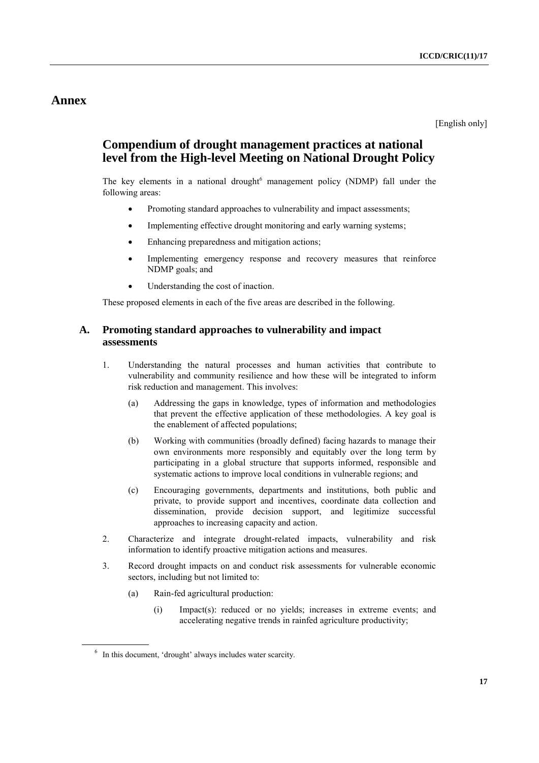# Annex

[English only]

## Compendium of drought management practices at national level from the High-level Meeting on National Drought Policy

The key elements in a national drought[6] management policy (NDMP) fall under the following areas:

- Promoting standard approaches to vulnerability and impact assessments;
- Implementing effective drought monitoring and early warning systems;
- Enhancing preparedness and mitigation actions;
- Implementing emergency response and recovery measures that reinforce NDMP goals; and
- Understanding the cost of inaction.

These proposed elements in each of the five areas are described in the following.

### A. Promoting standard approaches to vulnerability and impact assessments

1. Understanding the natural processes and human activities that contribute to vulnerability and community resilience and how these will be integrated to inform risk reduction and management. This involves:

   (a) Addressing the gaps in knowledge, types of information and methodologies that prevent the effective application of these methodologies. A key goal is the enablement of affected populations;

   (b) Working with communities (broadly defined) facing hazards to manage their own environments more responsibly and equitably over the long term by participating in a global structure that supports informed, responsible and systematic actions to improve local conditions in vulnerable regions; and

   (c) Encouraging governments, departments and institutions, both public and private, to provide support and incentives, coordinate data collection and dissemination, provide decision support, and legitimize successful approaches to increasing capacity and action.

2. Characterize and integrate drought-related impacts, vulnerability and risk information to identify proactive mitigation actions and measures.

3. Record drought impacts on and conduct risk assessments for vulnerable economic sectors, including but not limited to:

   (a) Rain-fed agricultural production:

      (i) Impact(s): reduced or no yields; increases in extreme events; and accelerating negative trends in rainfed agriculture productivity;

[6] In this document, 'drought' always includes water scarcity.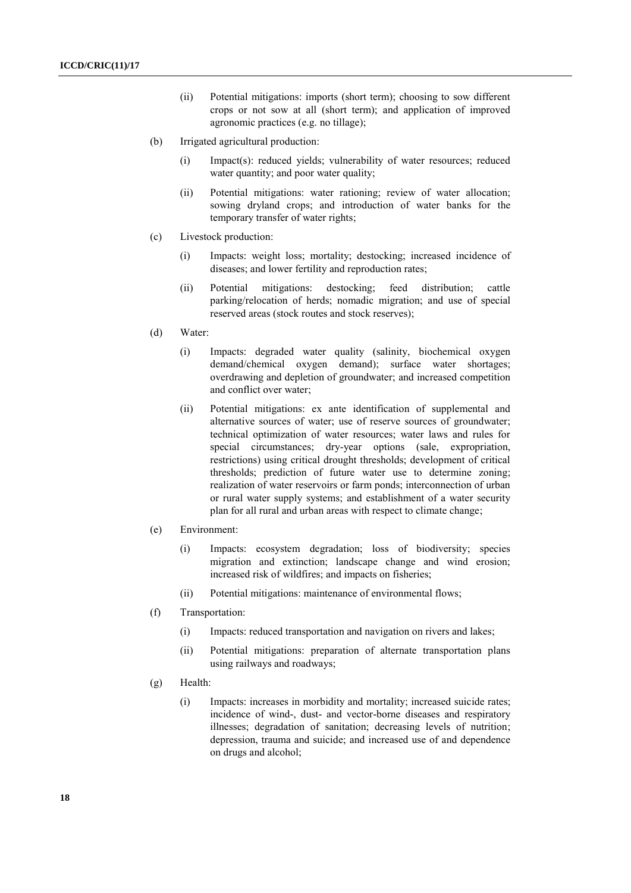(ii) Potential mitigations: imports (short term); choosing to sow different crops or not sow at all (short term); and application of improved agronomic practices (e.g. no tillage);

(b) Irrigated agricultural production:

(i) Impact(s): reduced yields; vulnerability of water resources; reduced water quantity; and poor water quality;

(ii) Potential mitigations: water rationing; review of water allocation; sowing dryland crops; and introduction of water banks for the temporary transfer of water rights;

(c) Livestock production:

(i) Impacts: weight loss; mortality; destocking; increased incidence of diseases; and lower fertility and reproduction rates;

(ii) Potential mitigations: destocking; feed distribution; cattle parking/relocation of herds; nomadic migration; and use of special reserved areas (stock routes and stock reserves);

(d) Water:

(i) Impacts: degraded water quality (salinity, biochemical oxygen demand/chemical oxygen demand); surface water shortages; overdrawing and depletion of groundwater; and increased competition and conflict over water;

(ii) Potential mitigations: ex ante identification of supplemental and alternative sources of water; use of reserve sources of groundwater; technical optimization of water resources; water laws and rules for special circumstances; dry-year options (sale, expropriation, restrictions) using critical drought thresholds; development of critical thresholds; prediction of future water use to determine zoning; realization of water reservoirs or farm ponds; interconnection of urban or rural water supply systems; and establishment of a water security plan for all rural and urban areas with respect to climate change;

(e) Environment:

(i) Impacts: ecosystem degradation; loss of biodiversity; species migration and extinction; landscape change and wind erosion; increased risk of wildfires; and impacts on fisheries;

(ii) Potential mitigations: maintenance of environmental flows;

(f) Transportation:

(i) Impacts: reduced transportation and navigation on rivers and lakes;

(ii) Potential mitigations: preparation of alternate transportation plans using railways and roadways;

(g) Health:

(i) Impacts: increases in morbidity and mortality; increased suicide rates; incidence of wind-, dust- and vector-borne diseases and respiratory illnesses; degradation of sanitation; decreasing levels of nutrition; depression, trauma and suicide; and increased use of and dependence on drugs and alcohol;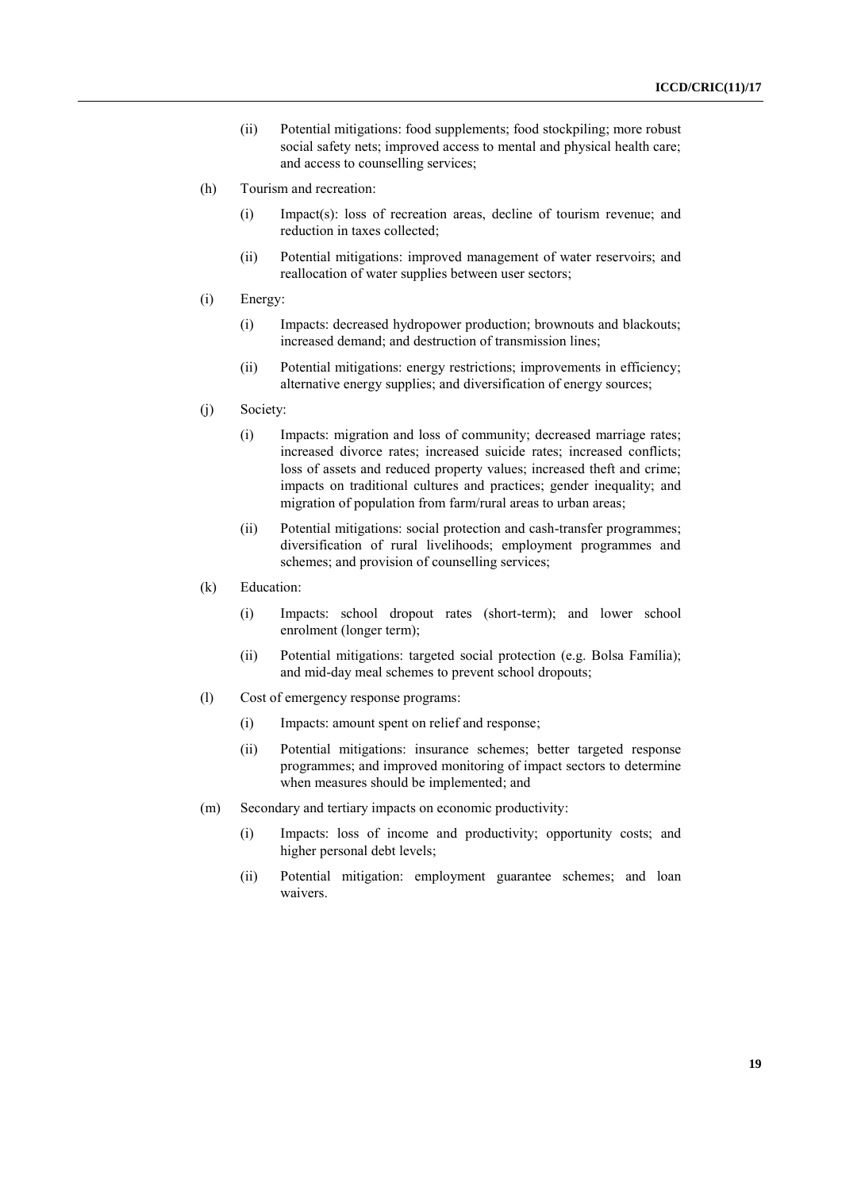(ii) Potential mitigations: food supplements; food stockpiling; more robust social safety nets; improved access to mental and physical health care; and access to counselling services;

(h) Tourism and recreation:

(i) Impact(s): loss of recreation areas, decline of tourism revenue; and reduction in taxes collected;

(ii) Potential mitigations: improved management of water reservoirs; and reallocation of water supplies between user sectors;

(i) Energy:

(i) Impacts: decreased hydropower production; brownouts and blackouts; increased demand; and destruction of transmission lines;

(ii) Potential mitigations: energy restrictions; improvements in efficiency; alternative energy supplies; and diversification of energy sources;

(j) Society:

(i) Impacts: migration and loss of community; decreased marriage rates; increased divorce rates; increased suicide rates; increased conflicts; loss of assets and reduced property values; increased theft and crime; impacts on traditional cultures and practices; gender inequality; and migration of population from farm/rural areas to urban areas;

(ii) Potential mitigations: social protection and cash-transfer programmes; diversification of rural livelihoods; employment programmes and schemes; and provision of counselling services;

(k) Education:

(i) Impacts: school dropout rates (short-term); and lower school enrolment (longer term);

(ii) Potential mitigations: targeted social protection (e.g. Bolsa Família); and mid-day meal schemes to prevent school dropouts;

(l) Cost of emergency response programs:

(i) Impacts: amount spent on relief and response;

(ii) Potential mitigations: insurance schemes; better targeted response programmes; and improved monitoring of impact sectors to determine when measures should be implemented; and

(m) Secondary and tertiary impacts on economic productivity:

(i) Impacts: loss of income and productivity; opportunity costs; and higher personal debt levels;

(ii) Potential mitigation: employment guarantee schemes; and loan waivers.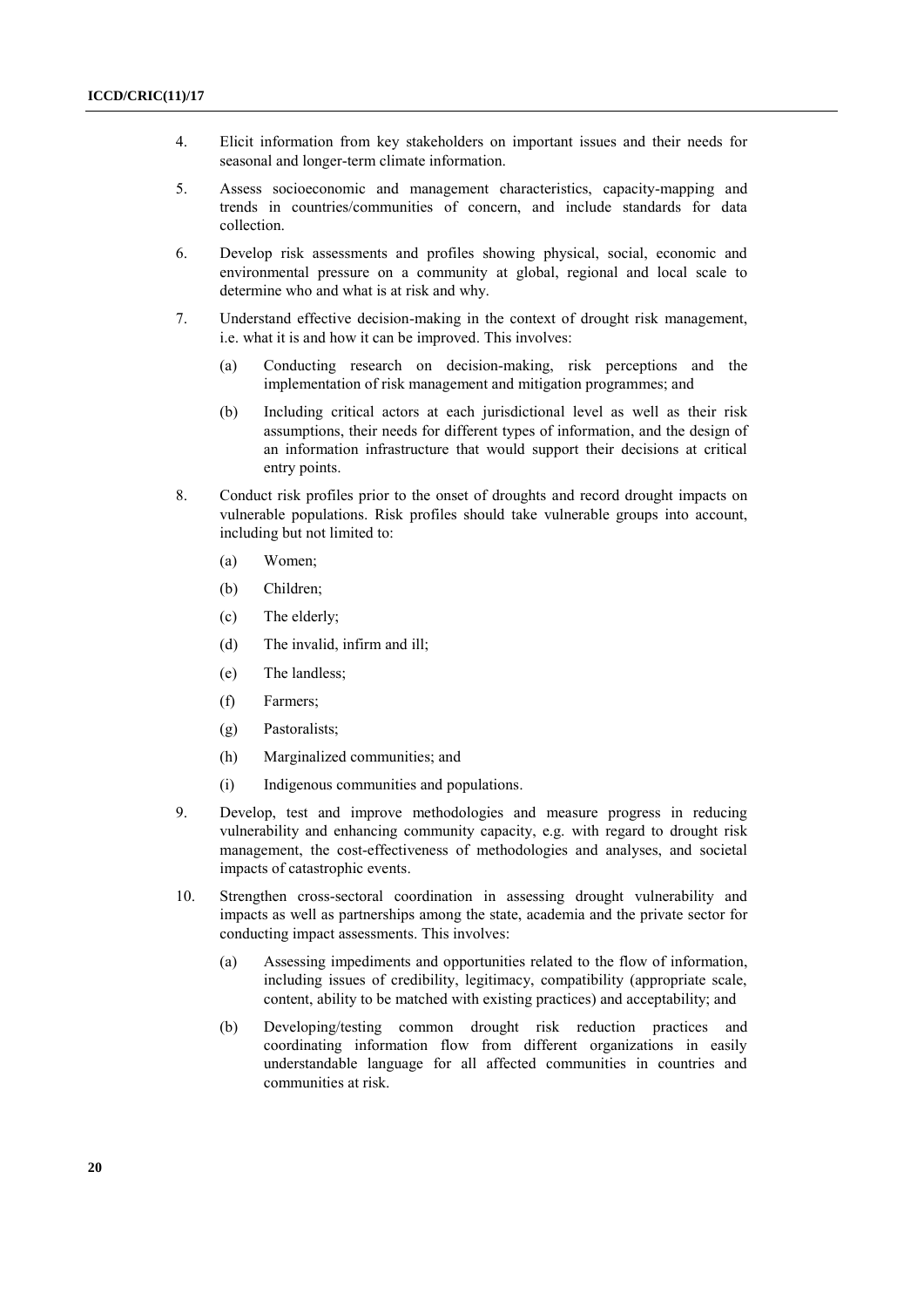4. Elicit information from key stakeholders on important issues and their needs for seasonal and longer-term climate information.

5. Assess socioeconomic and management characteristics, capacity-mapping and trends in countries/communities of concern, and include standards for data collection.

6. Develop risk assessments and profiles showing physical, social, economic and environmental pressure on a community at global, regional and local scale to determine who and what is at risk and why.

7. Understand effective decision-making in the context of drought risk management, i.e. what it is and how it can be improved. This involves:

   (a) Conducting research on decision-making, risk perceptions and the implementation of risk management and mitigation programmes; and

   (b) Including critical actors at each jurisdictional level as well as their risk assumptions, their needs for different types of information, and the design of an information infrastructure that would support their decisions at critical entry points.

8. Conduct risk profiles prior to the onset of droughts and record drought impacts on vulnerable populations. Risk profiles should take vulnerable groups into account, including but not limited to:

   (a) Women;

   (b) Children;

   (c) The elderly;

   (d) The invalid, infirm and ill;

   (e) The landless;

   (f) Farmers;

   (g) Pastoralists;

   (h) Marginalized communities; and

   (i) Indigenous communities and populations.

9. Develop, test and improve methodologies and measure progress in reducing vulnerability and enhancing community capacity, e.g. with regard to drought risk management, the cost-effectiveness of methodologies and analyses, and societal impacts of catastrophic events.

10. Strengthen cross-sectoral coordination in assessing drought vulnerability and impacts as well as partnerships among the state, academia and the private sector for conducting impact assessments. This involves:

    (a) Assessing impediments and opportunities related to the flow of information, including issues of credibility, legitimacy, compatibility (appropriate scale, content, ability to be matched with existing practices) and acceptability; and

    (b) Developing/testing common drought risk reduction practices and coordinating information flow from different organizations in easily understandable language for all affected communities in countries and communities at risk.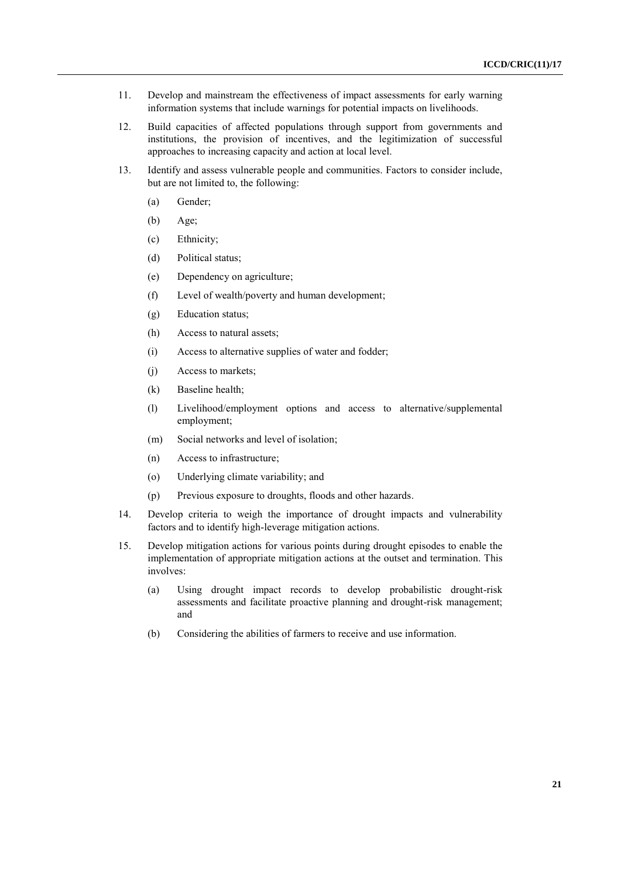11. Develop and mainstream the effectiveness of impact assessments for early warning information systems that include warnings for potential impacts on livelihoods.

12. Build capacities of affected populations through support from governments and institutions, the provision of incentives, and the legitimization of successful approaches to increasing capacity and action at local level.

13. Identify and assess vulnerable people and communities. Factors to consider include, but are not limited to, the following:

    (a) Gender;

    (b) Age;

    (c) Ethnicity;

    (d) Political status;

    (e) Dependency on agriculture;

    (f) Level of wealth/poverty and human development;

    (g) Education status;

    (h) Access to natural assets;

    (i) Access to alternative supplies of water and fodder;

    (j) Access to markets;

    (k) Baseline health;

    (l) Livelihood/employment options and access to alternative/supplemental employment;

    (m) Social networks and level of isolation;

    (n) Access to infrastructure;

    (o) Underlying climate variability; and

    (p) Previous exposure to droughts, floods and other hazards.

14. Develop criteria to weigh the importance of drought impacts and vulnerability factors and to identify high-leverage mitigation actions.

15. Develop mitigation actions for various points during drought episodes to enable the implementation of appropriate mitigation actions at the outset and termination. This involves:

    (a) Using drought impact records to develop probabilistic drought-risk assessments and facilitate proactive planning and drought-risk management; and

    (b) Considering the abilities of farmers to receive and use information.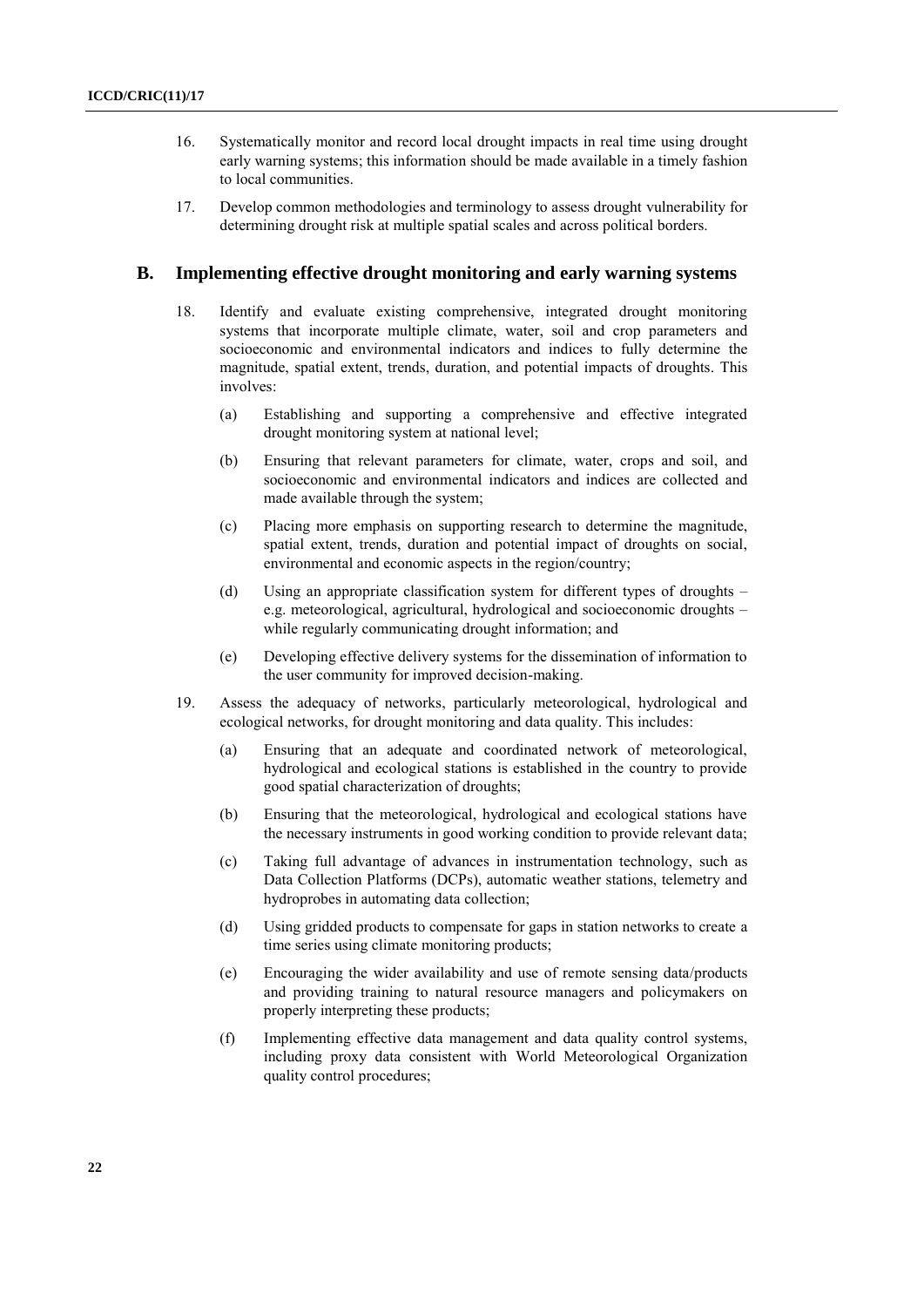16. Systematically monitor and record local drought impacts in real time using drought early warning systems; this information should be made available in a timely fashion to local communities.

17. Develop common methodologies and terminology to assess drought vulnerability for determining drought risk at multiple spatial scales and across political borders.

## B. Implementing effective drought monitoring and early warning systems

18. Identify and evaluate existing comprehensive, integrated drought monitoring systems that incorporate multiple climate, water, soil and crop parameters and socioeconomic and environmental indicators and indices to fully determine the magnitude, spatial extent, trends, duration, and potential impacts of droughts. This involves:

    (a) Establishing and supporting a comprehensive and effective integrated drought monitoring system at national level;

    (b) Ensuring that relevant parameters for climate, water, crops and soil, and socioeconomic and environmental indicators and indices are collected and made available through the system;

    (c) Placing more emphasis on supporting research to determine the magnitude, spatial extent, trends, duration and potential impact of droughts on social, environmental and economic aspects in the region/country;

    (d) Using an appropriate classification system for different types of droughts – e.g. meteorological, agricultural, hydrological and socioeconomic droughts – while regularly communicating drought information; and

    (e) Developing effective delivery systems for the dissemination of information to the user community for improved decision-making.

19. Assess the adequacy of networks, particularly meteorological, hydrological and ecological networks, for drought monitoring and data quality. This includes:

    (a) Ensuring that an adequate and coordinated network of meteorological, hydrological and ecological stations is established in the country to provide good spatial characterization of droughts;

    (b) Ensuring that the meteorological, hydrological and ecological stations have the necessary instruments in good working condition to provide relevant data;

    (c) Taking full advantage of advances in instrumentation technology, such as Data Collection Platforms (DCPs), automatic weather stations, telemetry and hydroprobes in automating data collection;

    (d) Using gridded products to compensate for gaps in station networks to create a time series using climate monitoring products;

    (e) Encouraging the wider availability and use of remote sensing data/products and providing training to natural resource managers and policymakers on properly interpreting these products;

    (f) Implementing effective data management and data quality control systems, including proxy data consistent with World Meteorological Organization quality control procedures;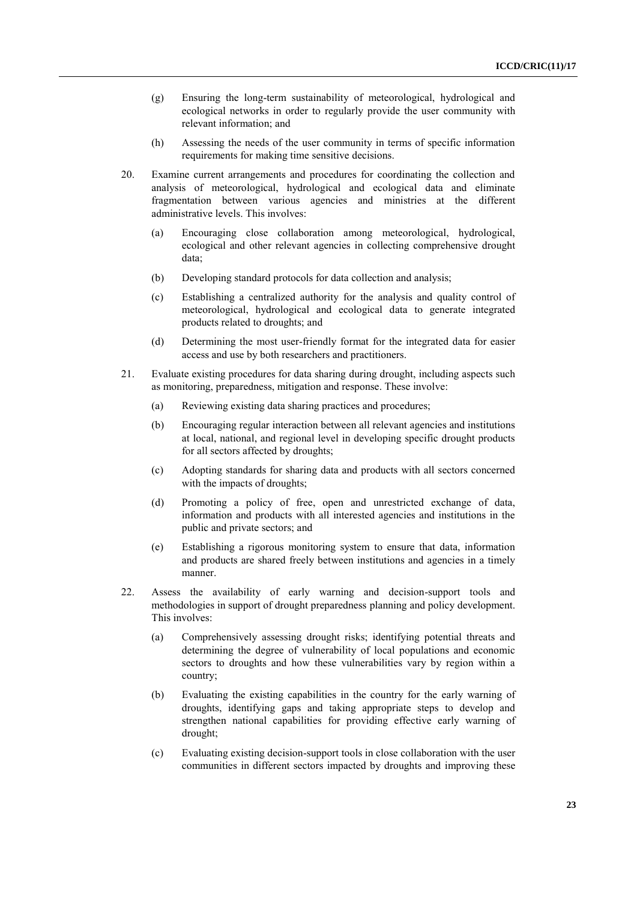(g) Ensuring the long-term sustainability of meteorological, hydrological and ecological networks in order to regularly provide the user community with relevant information; and

(h) Assessing the needs of the user community in terms of specific information requirements for making time sensitive decisions.

20. Examine current arrangements and procedures for coordinating the collection and analysis of meteorological, hydrological and ecological data and eliminate fragmentation between various agencies and ministries at the different administrative levels. This involves:

    (a) Encouraging close collaboration among meteorological, hydrological, ecological and other relevant agencies in collecting comprehensive drought data;

    (b) Developing standard protocols for data collection and analysis;

    (c) Establishing a centralized authority for the analysis and quality control of meteorological, hydrological and ecological data to generate integrated products related to droughts; and

    (d) Determining the most user-friendly format for the integrated data for easier access and use by both researchers and practitioners.

21. Evaluate existing procedures for data sharing during drought, including aspects such as monitoring, preparedness, mitigation and response. These involve:

    (a) Reviewing existing data sharing practices and procedures;

    (b) Encouraging regular interaction between all relevant agencies and institutions at local, national, and regional level in developing specific drought products for all sectors affected by droughts;

    (c) Adopting standards for sharing data and products with all sectors concerned with the impacts of droughts;

    (d) Promoting a policy of free, open and unrestricted exchange of data, information and products with all interested agencies and institutions in the public and private sectors; and

    (e) Establishing a rigorous monitoring system to ensure that data, information and products are shared freely between institutions and agencies in a timely manner.

22. Assess the availability of early warning and decision-support tools and methodologies in support of drought preparedness planning and policy development. This involves:

    (a) Comprehensively assessing drought risks; identifying potential threats and determining the degree of vulnerability of local populations and economic sectors to droughts and how these vulnerabilities vary by region within a country;

    (b) Evaluating the existing capabilities in the country for the early warning of droughts, identifying gaps and taking appropriate steps to develop and strengthen national capabilities for providing effective early warning of drought;

    (c) Evaluating existing decision-support tools in close collaboration with the user communities in different sectors impacted by droughts and improving these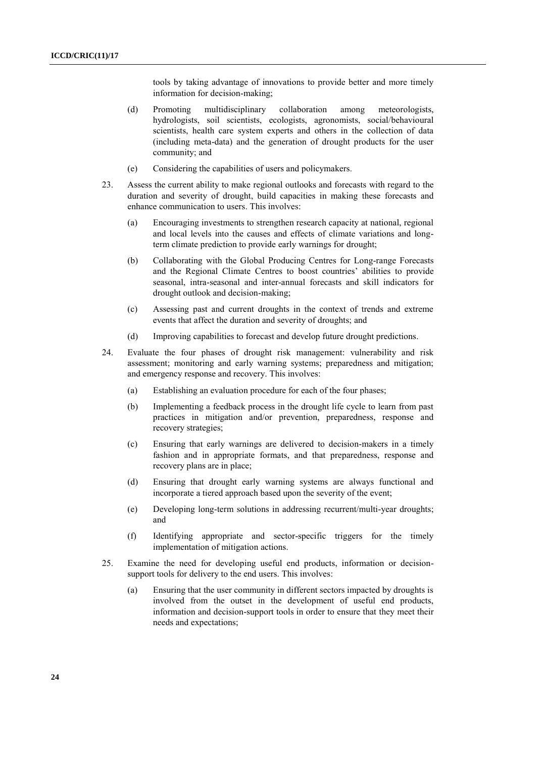tools by taking advantage of innovations to provide better and more timely information for decision-making;

(d) Promoting multidisciplinary collaboration among meteorologists, hydrologists, soil scientists, ecologists, agronomists, social/behavioural scientists, health care system experts and others in the collection of data (including meta-data) and the generation of drought products for the user community; and

(e) Considering the capabilities of users and policymakers.

23. Assess the current ability to make regional outlooks and forecasts with regard to the duration and severity of drought, build capacities in making these forecasts and enhance communication to users. This involves:

(a) Encouraging investments to strengthen research capacity at national, regional and local levels into the causes and effects of climate variations and long-term climate prediction to provide early warnings for drought;

(b) Collaborating with the Global Producing Centres for Long-range Forecasts and the Regional Climate Centres to boost countries' abilities to provide seasonal, intra-seasonal and inter-annual forecasts and skill indicators for drought outlook and decision-making;

(c) Assessing past and current droughts in the context of trends and extreme events that affect the duration and severity of droughts; and

(d) Improving capabilities to forecast and develop future drought predictions.

24. Evaluate the four phases of drought risk management: vulnerability and risk assessment; monitoring and early warning systems; preparedness and mitigation; and emergency response and recovery. This involves:

(a) Establishing an evaluation procedure for each of the four phases;

(b) Implementing a feedback process in the drought life cycle to learn from past practices in mitigation and/or prevention, preparedness, response and recovery strategies;

(c) Ensuring that early warnings are delivered to decision-makers in a timely fashion and in appropriate formats, and that preparedness, response and recovery plans are in place;

(d) Ensuring that drought early warning systems are always functional and incorporate a tiered approach based upon the severity of the event;

(e) Developing long-term solutions in addressing recurrent/multi-year droughts; and

(f) Identifying appropriate and sector-specific triggers for the timely implementation of mitigation actions.

25. Examine the need for developing useful end products, information or decision-support tools for delivery to the end users. This involves:

(a) Ensuring that the user community in different sectors impacted by droughts is involved from the outset in the development of useful end products, information and decision-support tools in order to ensure that they meet their needs and expectations;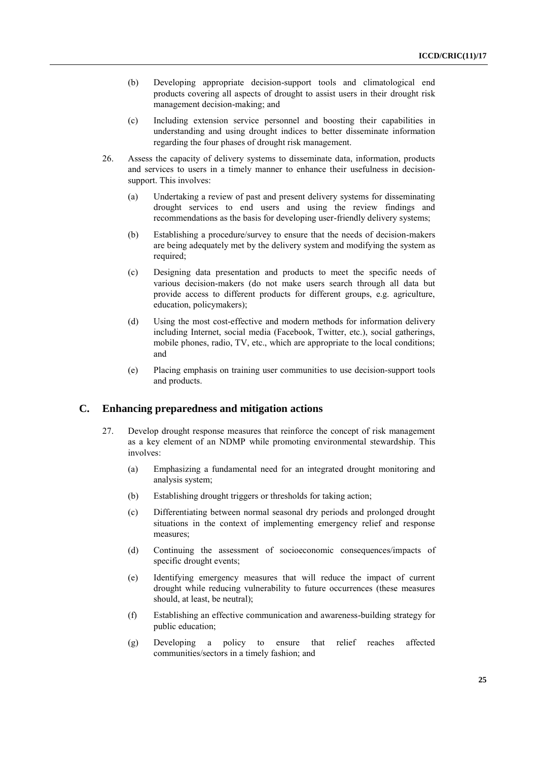(b) Developing appropriate decision-support tools and climatological end products covering all aspects of drought to assist users in their drought risk management decision-making; and

(c) Including extension service personnel and boosting their capabilities in understanding and using drought indices to better disseminate information regarding the four phases of drought risk management.

26. Assess the capacity of delivery systems to disseminate data, information, products and services to users in a timely manner to enhance their usefulness in decision-support. This involves:

(a) Undertaking a review of past and present delivery systems for disseminating drought services to end users and using the review findings and recommendations as the basis for developing user-friendly delivery systems;

(b) Establishing a procedure/survey to ensure that the needs of decision-makers are being adequately met by the delivery system and modifying the system as required;

(c) Designing data presentation and products to meet the specific needs of various decision-makers (do not make users search through all data but provide access to different products for different groups, e.g. agriculture, education, policymakers);

(d) Using the most cost-effective and modern methods for information delivery including Internet, social media (Facebook, Twitter, etc.), social gatherings, mobile phones, radio, TV, etc., which are appropriate to the local conditions; and

(e) Placing emphasis on training user communities to use decision-support tools and products.

## C. Enhancing preparedness and mitigation actions

27. Develop drought response measures that reinforce the concept of risk management as a key element of an NDMP while promoting environmental stewardship. This involves:

(a) Emphasizing a fundamental need for an integrated drought monitoring and analysis system;

(b) Establishing drought triggers or thresholds for taking action;

(c) Differentiating between normal seasonal dry periods and prolonged drought situations in the context of implementing emergency relief and response measures;

(d) Continuing the assessment of socioeconomic consequences/impacts of specific drought events;

(e) Identifying emergency measures that will reduce the impact of current drought while reducing vulnerability to future occurrences (these measures should, at least, be neutral);

(f) Establishing an effective communication and awareness-building strategy for public education;

(g) Developing a policy to ensure that relief reaches affected communities/sectors in a timely fashion; and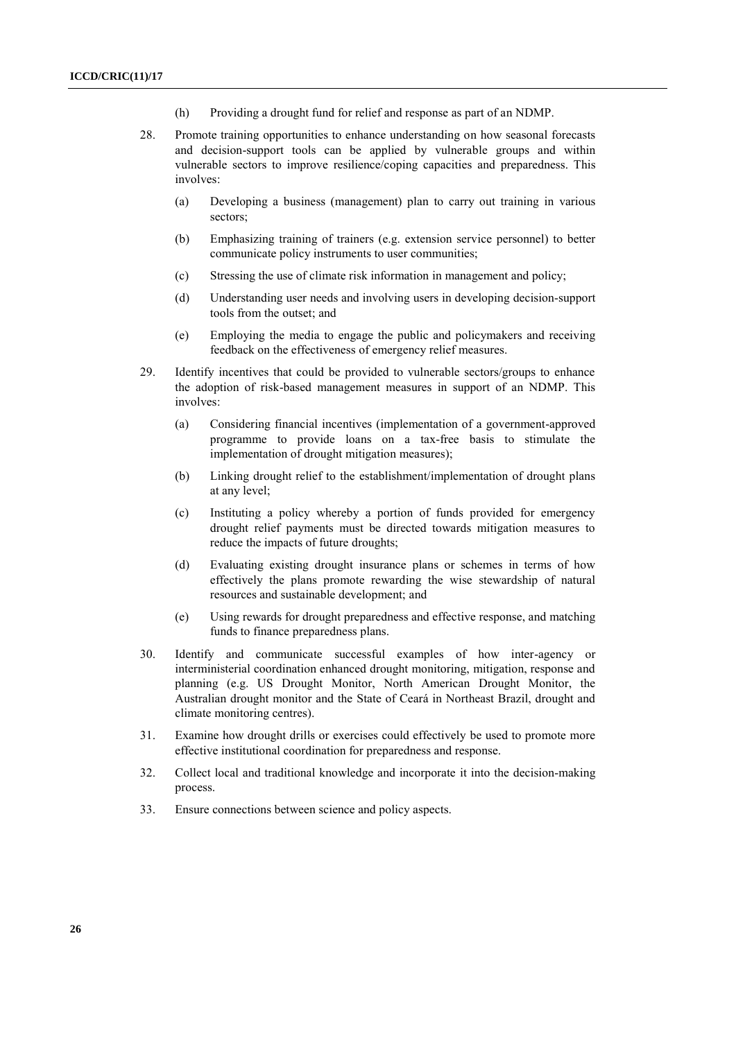(h) Providing a drought fund for relief and response as part of an NDMP.

28. Promote training opportunities to enhance understanding on how seasonal forecasts and decision-support tools can be applied by vulnerable groups and within vulnerable sectors to improve resilience/coping capacities and preparedness. This involves:

    (a) Developing a business (management) plan to carry out training in various sectors;

    (b) Emphasizing training of trainers (e.g. extension service personnel) to better communicate policy instruments to user communities;

    (c) Stressing the use of climate risk information in management and policy;

    (d) Understanding user needs and involving users in developing decision-support tools from the outset; and

    (e) Employing the media to engage the public and policymakers and receiving feedback on the effectiveness of emergency relief measures.

29. Identify incentives that could be provided to vulnerable sectors/groups to enhance the adoption of risk-based management measures in support of an NDMP. This involves:

    (a) Considering financial incentives (implementation of a government-approved programme to provide loans on a tax-free basis to stimulate the implementation of drought mitigation measures);

    (b) Linking drought relief to the establishment/implementation of drought plans at any level;

    (c) Instituting a policy whereby a portion of funds provided for emergency drought relief payments must be directed towards mitigation measures to reduce the impacts of future droughts;

    (d) Evaluating existing drought insurance plans or schemes in terms of how effectively the plans promote rewarding the wise stewardship of natural resources and sustainable development; and

    (e) Using rewards for drought preparedness and effective response, and matching funds to finance preparedness plans.

30. Identify and communicate successful examples of how inter-agency or interministerial coordination enhanced drought monitoring, mitigation, response and planning (e.g. US Drought Monitor, North American Drought Monitor, the Australian drought monitor and the State of Ceará in Northeast Brazil, drought and climate monitoring centres).

31. Examine how drought drills or exercises could effectively be used to promote more effective institutional coordination for preparedness and response.

32. Collect local and traditional knowledge and incorporate it into the decision-making process.

33. Ensure connections between science and policy aspects.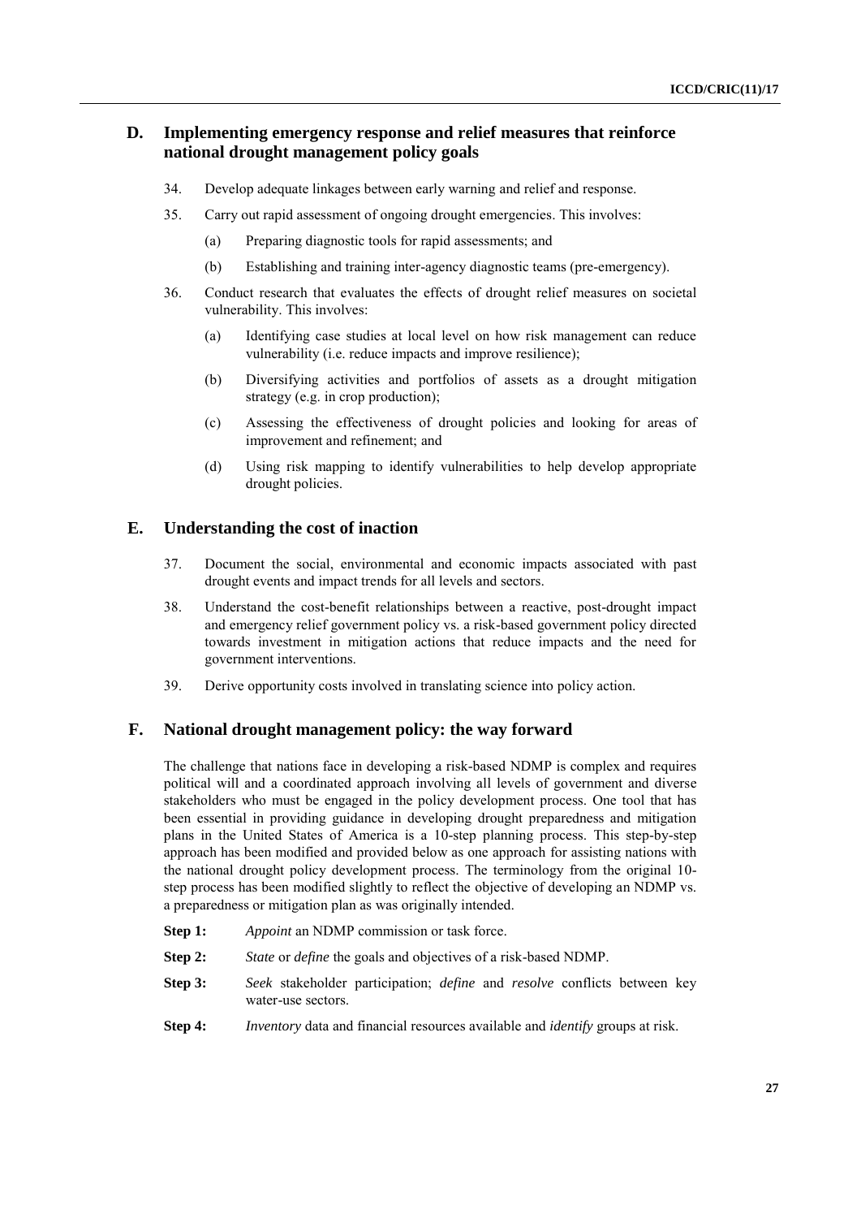## D. Implementing emergency response and relief measures that reinforce national drought management policy goals

34. Develop adequate linkages between early warning and relief and response.

35. Carry out rapid assessment of ongoing drought emergencies. This involves:

    (a) Preparing diagnostic tools for rapid assessments; and

    (b) Establishing and training inter-agency diagnostic teams (pre-emergency).

36. Conduct research that evaluates the effects of drought relief measures on societal vulnerability. This involves:

    (a) Identifying case studies at local level on how risk management can reduce vulnerability (i.e. reduce impacts and improve resilience);

    (b) Diversifying activities and portfolios of assets as a drought mitigation strategy (e.g. in crop production);

    (c) Assessing the effectiveness of drought policies and looking for areas of improvement and refinement; and

    (d) Using risk mapping to identify vulnerabilities to help develop appropriate drought policies.

## E. Understanding the cost of inaction

37. Document the social, environmental and economic impacts associated with past drought events and impact trends for all levels and sectors.

38. Understand the cost-benefit relationships between a reactive, post-drought impact and emergency relief government policy vs. a risk-based government policy directed towards investment in mitigation actions that reduce impacts and the need for government interventions.

39. Derive opportunity costs involved in translating science into policy action.

## F. National drought management policy: the way forward

The challenge that nations face in developing a risk-based NDMP is complex and requires political will and a coordinated approach involving all levels of government and diverse stakeholders who must be engaged in the policy development process. One tool that has been essential in providing guidance in developing drought preparedness and mitigation plans in the United States of America is a 10-step planning process. This step-by-step approach has been modified and provided below as one approach for assisting nations with the national drought policy development process. The terminology from the original 10-step process has been modified slightly to reflect the objective of developing an NDMP vs. a preparedness or mitigation plan as was originally intended.

**Step 1:** *Appoint* an NDMP commission or task force.

**Step 2:** *State* or *define* the goals and objectives of a risk-based NDMP.

**Step 3:** *Seek* stakeholder participation; *define* and *resolve* conflicts between key water-use sectors.

**Step 4:** *Inventory* data and financial resources available and *identify* groups at risk.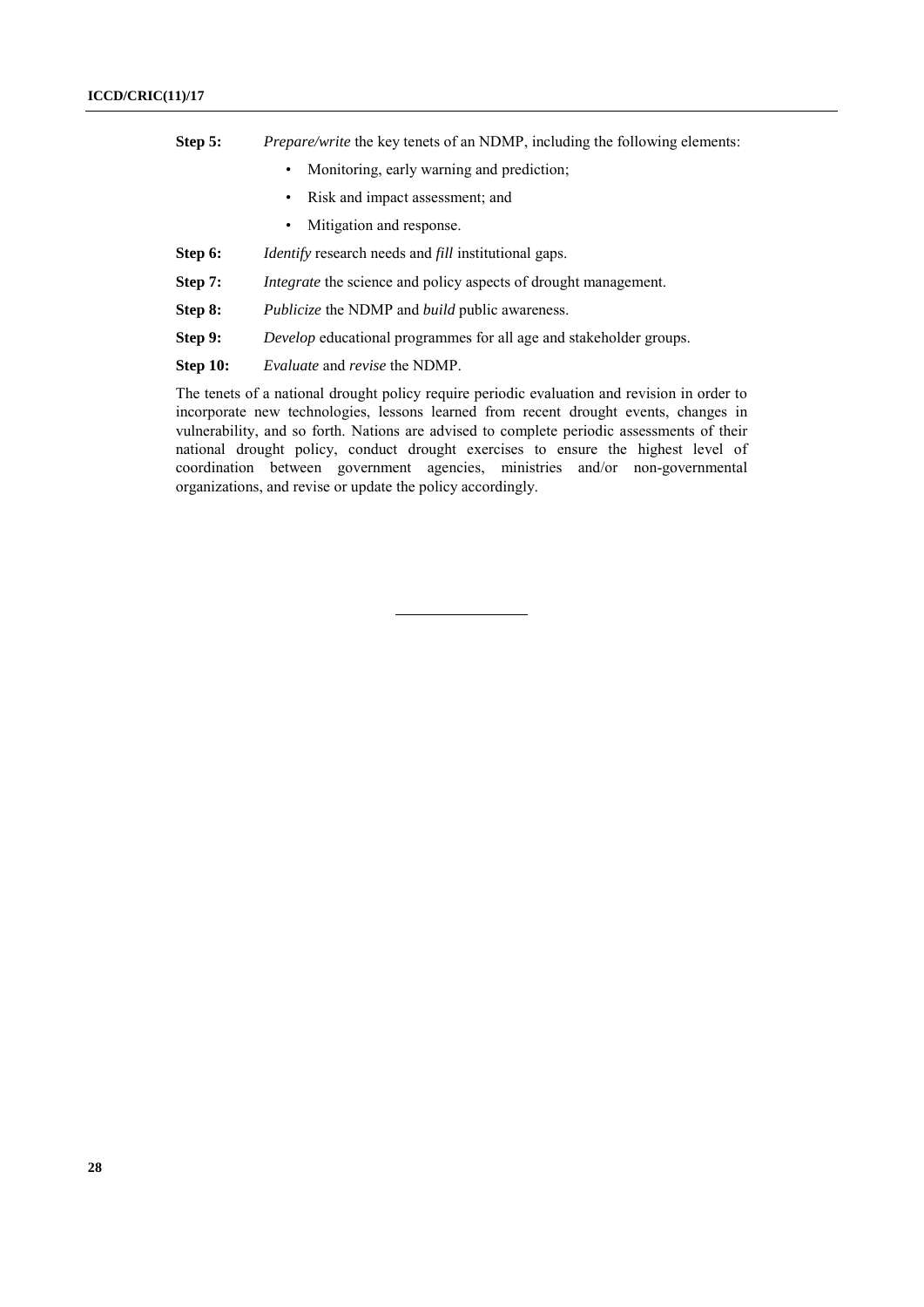**Step 5:** *Prepare/write* the key tenets of an NDMP, including the following elements:

- Monitoring, early warning and prediction;
- Risk and impact assessment; and
- Mitigation and response.

**Step 6:** *Identify* research needs and *fill* institutional gaps.

**Step 7:** *Integrate* the science and policy aspects of drought management.

**Step 8:** *Publicize* the NDMP and *build* public awareness.

**Step 9:** *Develop* educational programmes for all age and stakeholder groups.

**Step 10:** *Evaluate* and *revise* the NDMP.

The tenets of a national drought policy require periodic evaluation and revision in order to incorporate new technologies, lessons learned from recent drought events, changes in vulnerability, and so forth. Nations are advised to complete periodic assessments of their national drought policy, conduct drought exercises to ensure the highest level of coordination between government agencies, ministries and/or non-governmental organizations, and revise or update the policy accordingly.